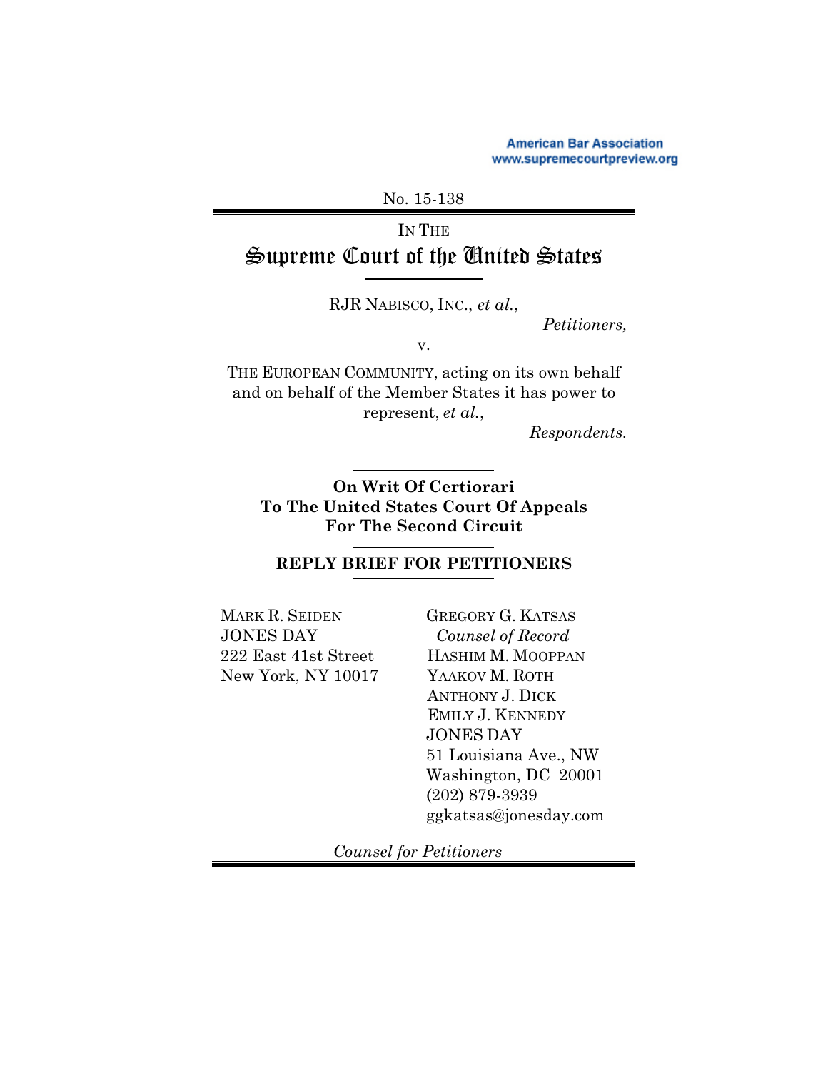American Bar Association
www.supremecourtpreview.org

No. 15-138

IN THE
# Supreme Court of the United States

RJR NABISCO, INC., *et al.*,

*Petitioners,*

v.

THE EUROPEAN COMMUNITY, acting on its own behalf and on behalf of the Member States it has power to represent, *et al.*,

*Respondents.*

**On Writ Of Certiorari To The United States Court Of Appeals For The Second Circuit**

**REPLY BRIEF FOR PETITIONERS**

MARK R. SEIDEN
JONES DAY
222 East 41st Street
New York, NY 10017

GREGORY G. KATSAS
*Counsel of Record*
HASHIM M. MOOPPAN
YAAKOV M. ROTH
ANTHONY J. DICK
EMILY J. KENNEDY
JONES DAY
51 Louisiana Ave., NW
Washington, DC 20001
(202) 879-3939
ggkatsas@jonesday.com

*Counsel for Petitioners*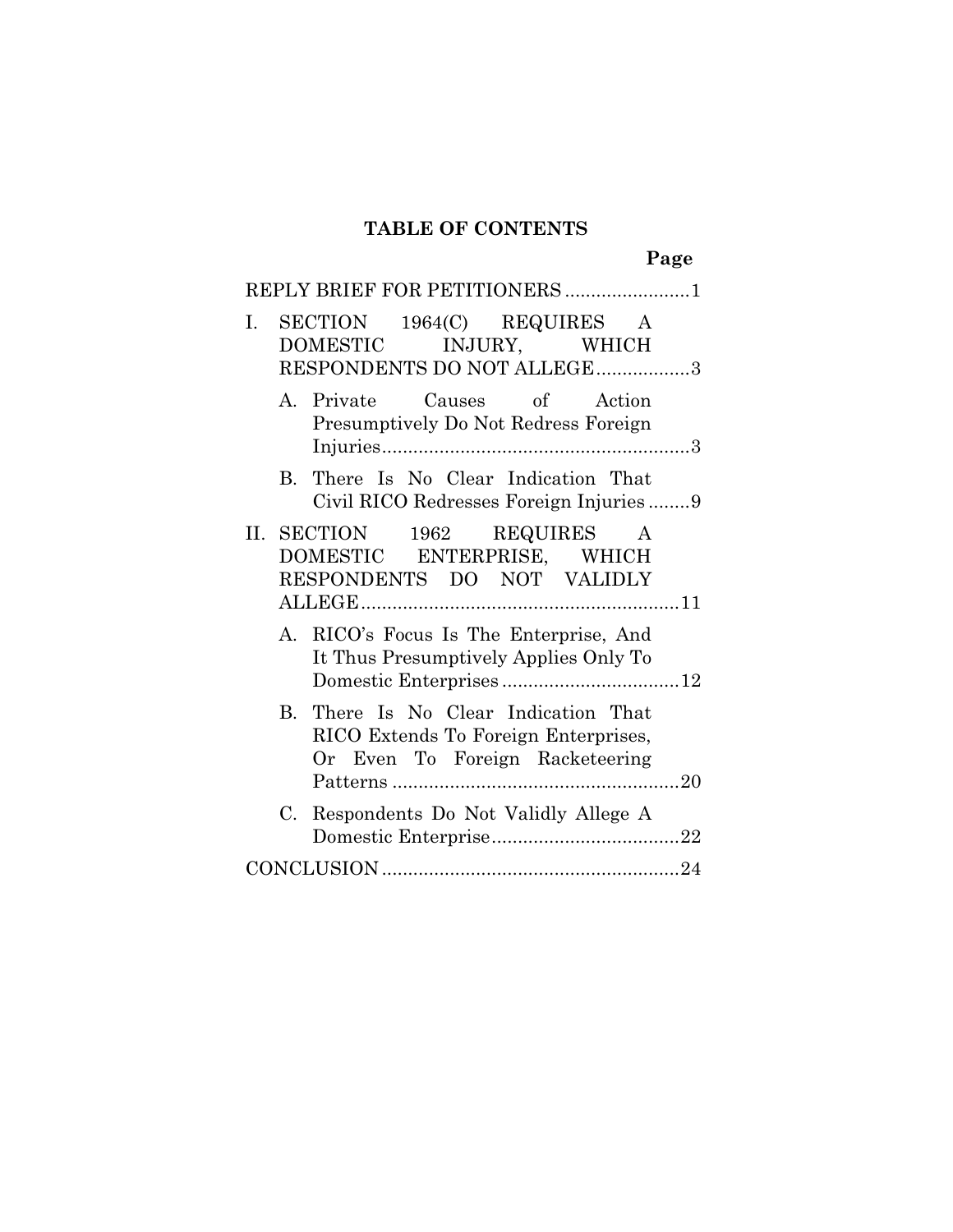# TABLE OF CONTENTS

| | Page |
|---|---|
| REPLY BRIEF FOR PETITIONERS | 1 |
| I. SECTION 1964(C) REQUIRES A DOMESTIC INJURY, WHICH RESPONDENTS DO NOT ALLEGE | 3 |
| A. Private Causes of Action Presumptively Do Not Redress Foreign Injuries | 3 |
| B. There Is No Clear Indication That Civil RICO Redresses Foreign Injuries | 9 |
| II. SECTION 1962 REQUIRES A DOMESTIC ENTERPRISE, WHICH RESPONDENTS DO NOT VALIDLY ALLEGE | 11 |
| A. RICO's Focus Is The Enterprise, And It Thus Presumptively Applies Only To Domestic Enterprises | 12 |
| B. There Is No Clear Indication That RICO Extends To Foreign Enterprises, Or Even To Foreign Racketeering Patterns | 20 |
| C. Respondents Do Not Validly Allege A Domestic Enterprise | 22 |
| CONCLUSION | 24 |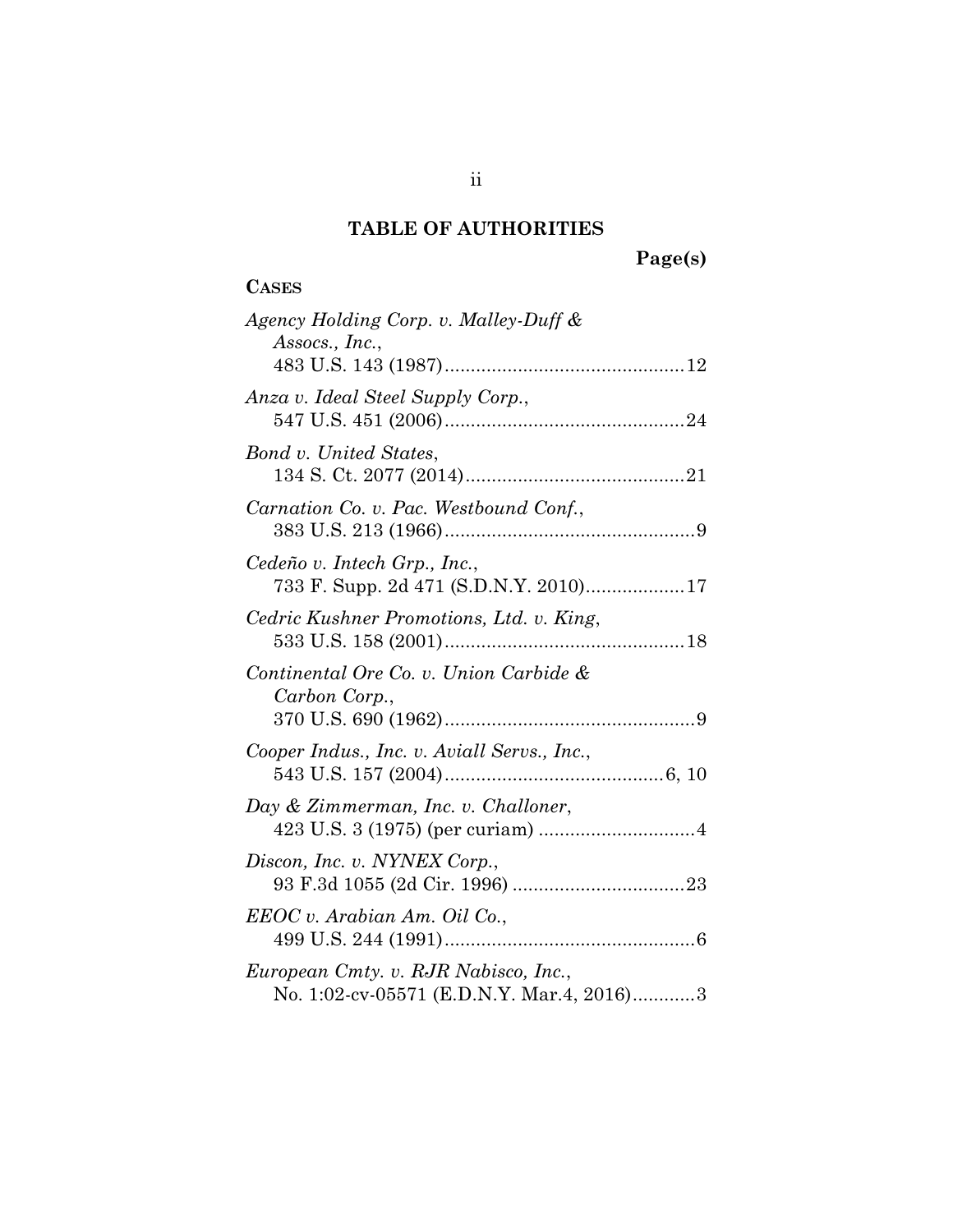# TABLE OF AUTHORITIES

**Page(s)**

**CASES**

*Agency Holding Corp. v. Malley-Duff & Assocs., Inc.*, 483 U.S. 143 (1987) .......... 12

*Anza v. Ideal Steel Supply Corp.*, 547 U.S. 451 (2006) .......... 24

*Bond v. United States*, 134 S. Ct. 2077 (2014) .......... 21

*Carnation Co. v. Pac. Westbound Conf.*, 383 U.S. 213 (1966) .......... 9

*Cedeño v. Intech Grp., Inc.*, 733 F. Supp. 2d 471 (S.D.N.Y. 2010) .......... 17

*Cedric Kushner Promotions, Ltd. v. King*, 533 U.S. 158 (2001) .......... 18

*Continental Ore Co. v. Union Carbide & Carbon Corp.*, 370 U.S. 690 (1962) .......... 9

*Cooper Indus., Inc. v. Aviall Servs., Inc.*, 543 U.S. 157 (2004) .......... 6, 10

*Day & Zimmerman, Inc. v. Challoner*, 423 U.S. 3 (1975) (per curiam) .......... 4

*Discon, Inc. v. NYNEX Corp.*, 93 F.3d 1055 (2d Cir. 1996) .......... 23

*EEOC v. Arabian Am. Oil Co.*, 499 U.S. 244 (1991) .......... 6

*European Cmty. v. RJR Nabisco, Inc.*, No. 1:02-cv-05571 (E.D.N.Y. Mar.4, 2016) .......... 3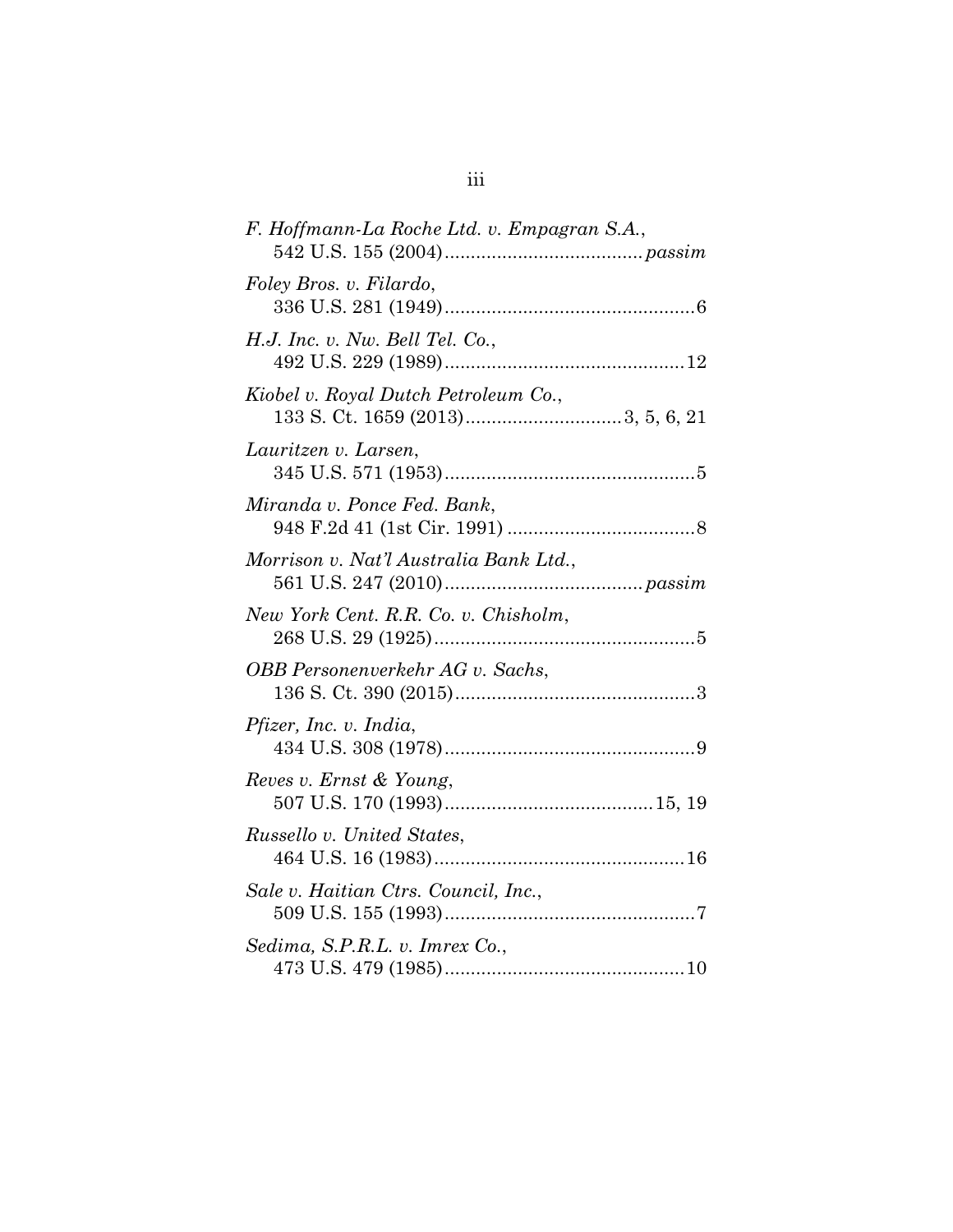*F. Hoffmann-La Roche Ltd. v. Empagran S.A.*,
542 U.S. 155 (2004)..................................... *passim*

*Foley Bros. v. Filardo*,
336 U.S. 281 (1949)................................................6

*H.J. Inc. v. Nw. Bell Tel. Co.*,
492 U.S. 229 (1989)..............................................12

*Kiobel v. Royal Dutch Petroleum Co.*,
133 S. Ct. 1659 (2013).............................3, 5, 6, 21

*Lauritzen v. Larsen*,
345 U.S. 571 (1953)................................................5

*Miranda v. Ponce Fed. Bank*,
948 F.2d 41 (1st Cir. 1991) ....................................8

*Morrison v. Nat'l Australia Bank Ltd.*,
561 U.S. 247 (2010)..................................... *passim*

*New York Cent. R.R. Co. v. Chisholm*,
268 U.S. 29 (1925)..................................................5

*OBB Personenverkehr AG v. Sachs*,
136 S. Ct. 390 (2015)..............................................3

*Pfizer, Inc. v. India*,
434 U.S. 308 (1978)................................................9

*Reves v. Ernst & Young*,
507 U.S. 170 (1993)........................................15, 19

*Russello v. United States*,
464 U.S. 16 (1983)................................................16

*Sale v. Haitian Ctrs. Council, Inc.*,
509 U.S. 155 (1993)................................................7

*Sedima, S.P.R.L. v. Imrex Co.*,
473 U.S. 479 (1985)..............................................10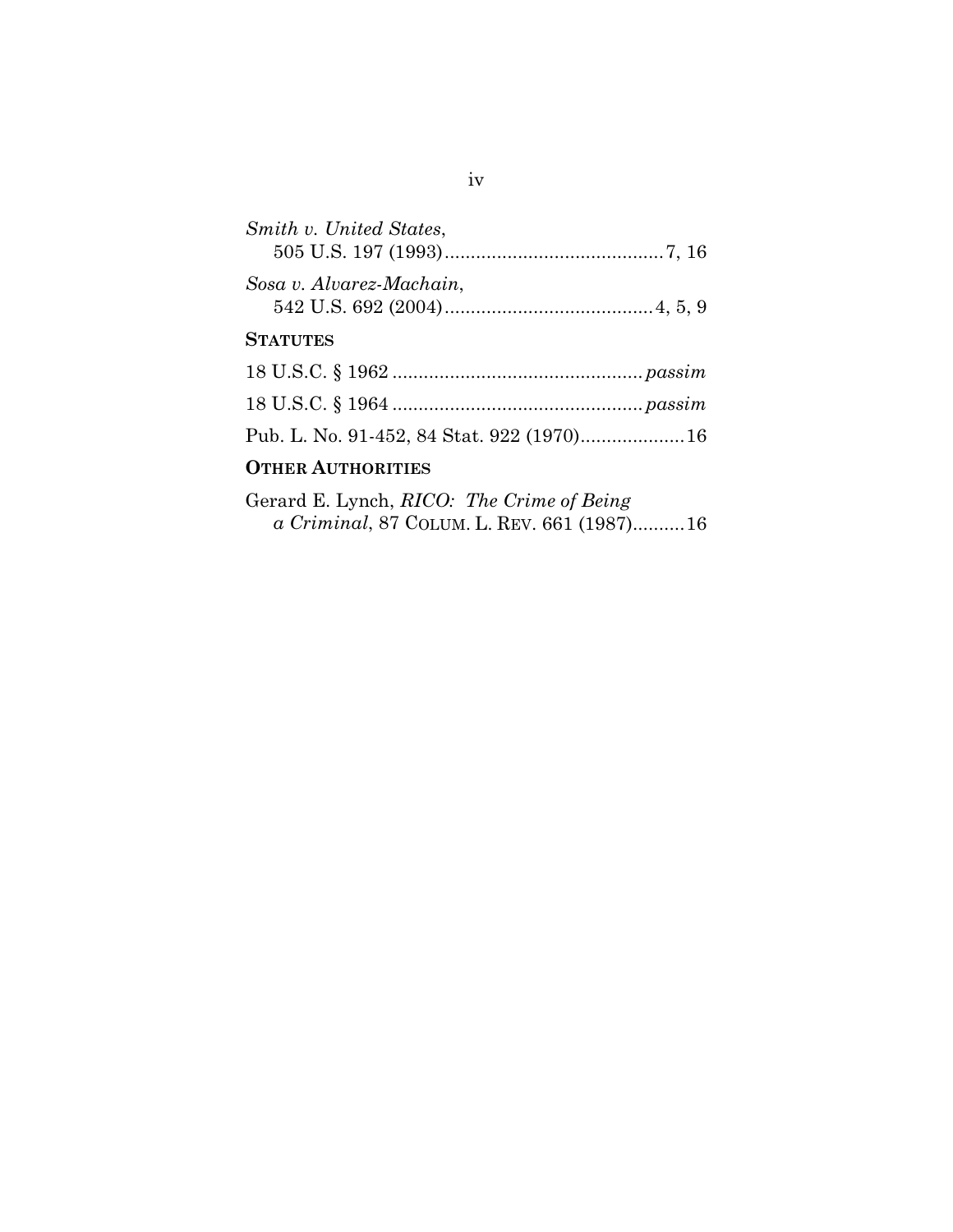*Smith v. United States*,
505 U.S. 197 (1993) .......................................... 7, 16

*Sosa v. Alvarez-Machain*,
542 U.S. 692 (2004) ........................................ 4, 5, 9

**STATUTES**

18 U.S.C. § 1962 ................................................ *passim*

18 U.S.C. § 1964 ................................................ *passim*

Pub. L. No. 91-452, 84 Stat. 922 (1970) .................... 16

**OTHER AUTHORITIES**

Gerard E. Lynch, *RICO: The Crime of Being a Criminal*, 87 COLUM. L. REV. 661 (1987) .......... 16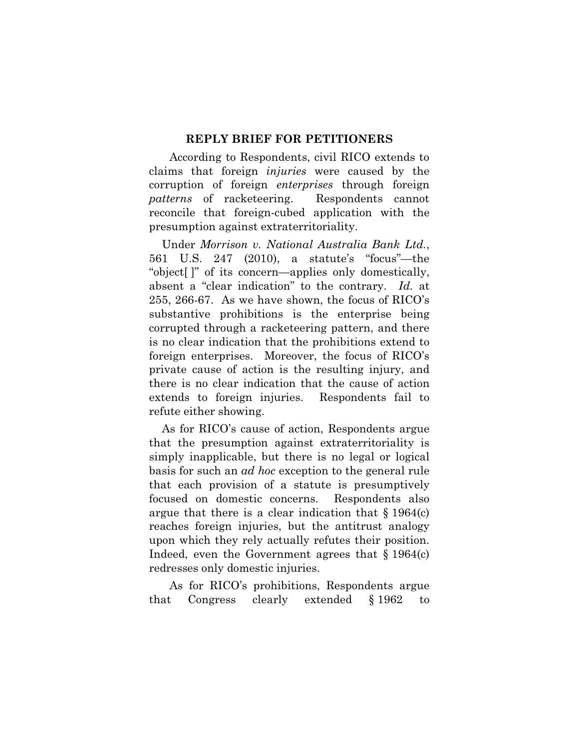## REPLY BRIEF FOR PETITIONERS

According to Respondents, civil RICO extends to claims that foreign *injuries* were caused by the corruption of foreign *enterprises* through foreign *patterns* of racketeering. Respondents cannot reconcile that foreign-cubed application with the presumption against extraterritoriality.

Under *Morrison v. National Australia Bank Ltd.*, 561 U.S. 247 (2010), a statute's "focus"—the "object[ ]" of its concern—applies only domestically, absent a "clear indication" to the contrary. *Id.* at 255, 266-67. As we have shown, the focus of RICO's substantive prohibitions is the enterprise being corrupted through a racketeering pattern, and there is no clear indication that the prohibitions extend to foreign enterprises. Moreover, the focus of RICO's private cause of action is the resulting injury, and there is no clear indication that the cause of action extends to foreign injuries. Respondents fail to refute either showing.

As for RICO's cause of action, Respondents argue that the presumption against extraterritoriality is simply inapplicable, but there is no legal or logical basis for such an *ad hoc* exception to the general rule that each provision of a statute is presumptively focused on domestic concerns. Respondents also argue that there is a clear indication that § 1964(c) reaches foreign injuries, but the antitrust analogy upon which they rely actually refutes their position. Indeed, even the Government agrees that § 1964(c) redresses only domestic injuries.

As for RICO's prohibitions, Respondents argue that Congress clearly extended § 1962 to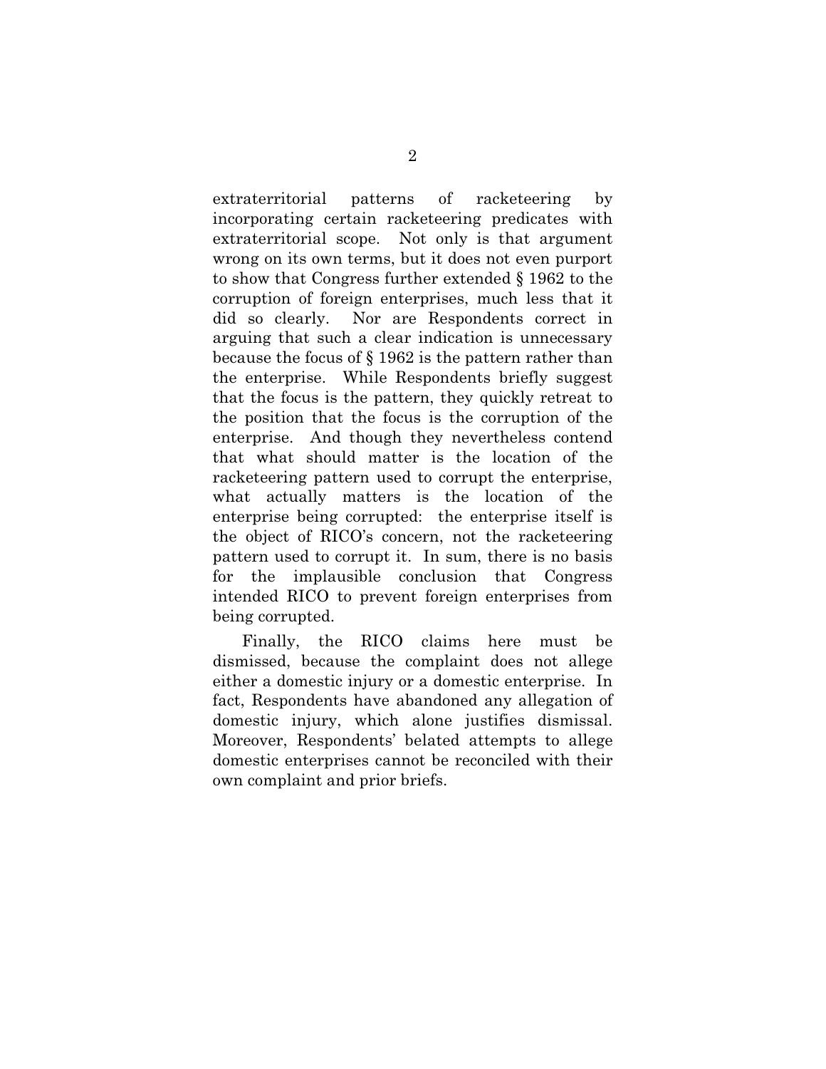extraterritorial patterns of racketeering by incorporating certain racketeering predicates with extraterritorial scope. Not only is that argument wrong on its own terms, but it does not even purport to show that Congress further extended § 1962 to the corruption of foreign enterprises, much less that it did so clearly. Nor are Respondents correct in arguing that such a clear indication is unnecessary because the focus of § 1962 is the pattern rather than the enterprise. While Respondents briefly suggest that the focus is the pattern, they quickly retreat to the position that the focus is the corruption of the enterprise. And though they nevertheless contend that what should matter is the location of the racketeering pattern used to corrupt the enterprise, what actually matters is the location of the enterprise being corrupted: the enterprise itself is the object of RICO's concern, not the racketeering pattern used to corrupt it. In sum, there is no basis for the implausible conclusion that Congress intended RICO to prevent foreign enterprises from being corrupted.

Finally, the RICO claims here must be dismissed, because the complaint does not allege either a domestic injury or a domestic enterprise. In fact, Respondents have abandoned any allegation of domestic injury, which alone justifies dismissal. Moreover, Respondents' belated attempts to allege domestic enterprises cannot be reconciled with their own complaint and prior briefs.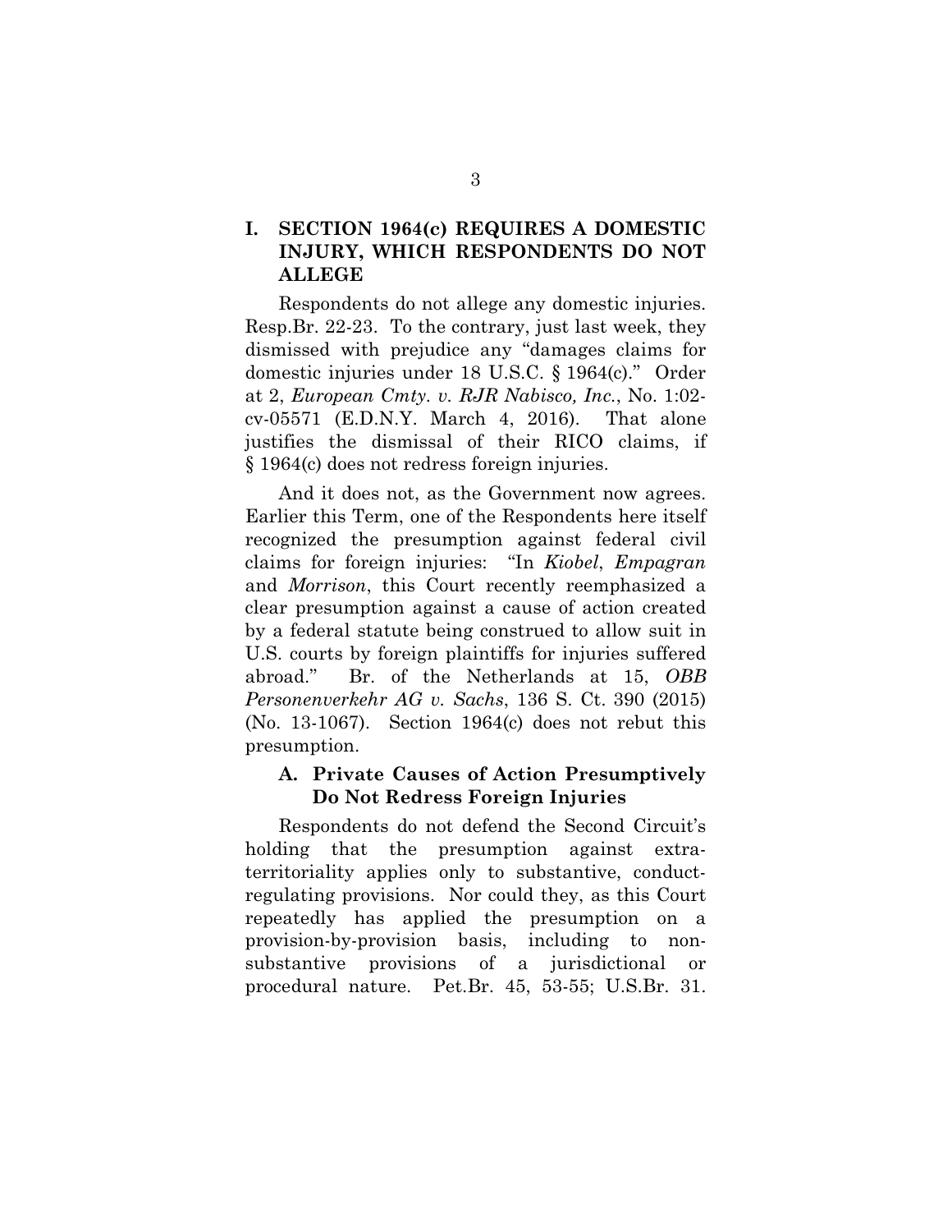## I. SECTION 1964(c) REQUIRES A DOMESTIC INJURY, WHICH RESPONDENTS DO NOT ALLEGE

Respondents do not allege any domestic injuries. Resp.Br. 22-23. To the contrary, just last week, they dismissed with prejudice any "damages claims for domestic injuries under 18 U.S.C. § 1964(c)." Order at 2, *European Cmty. v. RJR Nabisco, Inc.*, No. 1:02-cv-05571 (E.D.N.Y. March 4, 2016). That alone justifies the dismissal of their RICO claims, if § 1964(c) does not redress foreign injuries.

And it does not, as the Government now agrees. Earlier this Term, one of the Respondents here itself recognized the presumption against federal civil claims for foreign injuries: "In *Kiobel*, *Empagran* and *Morrison*, this Court recently reemphasized a clear presumption against a cause of action created by a federal statute being construed to allow suit in U.S. courts by foreign plaintiffs for injuries suffered abroad." Br. of the Netherlands at 15, *OBB Personenverkehr AG v. Sachs*, 136 S. Ct. 390 (2015) (No. 13-1067). Section 1964(c) does not rebut this presumption.

### A. Private Causes of Action Presumptively Do Not Redress Foreign Injuries

Respondents do not defend the Second Circuit's holding that the presumption against extraterritoriality applies only to substantive, conduct-regulating provisions. Nor could they, as this Court repeatedly has applied the presumption on a provision-by-provision basis, including to non-substantive provisions of a jurisdictional or procedural nature. Pet.Br. 45, 53-55; U.S.Br. 31.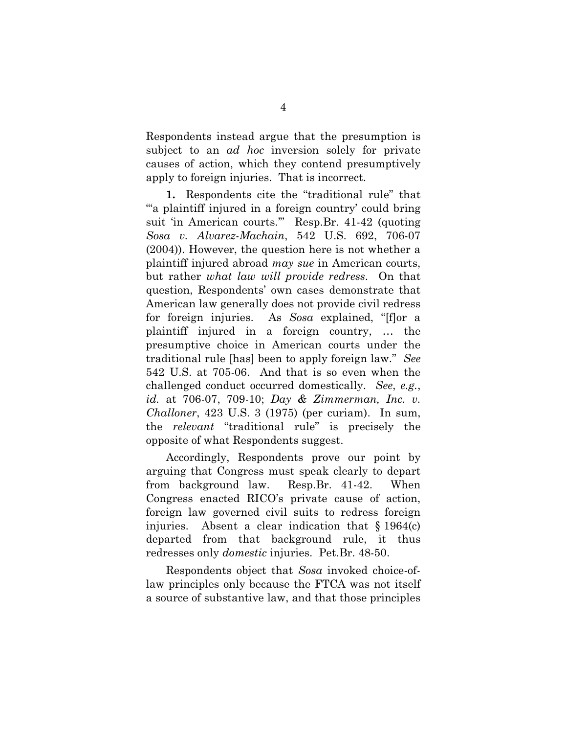Respondents instead argue that the presumption is subject to an *ad hoc* inversion solely for private causes of action, which they contend presumptively apply to foreign injuries. That is incorrect.

**1.** Respondents cite the "traditional rule" that "'a plaintiff injured in a foreign country' could bring suit 'in American courts.'" Resp.Br. 41-42 (quoting *Sosa v. Alvarez-Machain*, 542 U.S. 692, 706-07 (2004)). However, the question here is not whether a plaintiff injured abroad *may sue* in American courts, but rather *what law will provide redress*. On that question, Respondents' own cases demonstrate that American law generally does not provide civil redress for foreign injuries. As *Sosa* explained, "[f]or a plaintiff injured in a foreign country, … the presumptive choice in American courts under the traditional rule [has] been to apply foreign law." *See* 542 U.S. at 705-06. And that is so even when the challenged conduct occurred domestically. *See*, *e.g.*, *id.* at 706-07, 709-10; *Day & Zimmerman, Inc. v. Challoner*, 423 U.S. 3 (1975) (per curiam). In sum, the *relevant* "traditional rule" is precisely the opposite of what Respondents suggest.

Accordingly, Respondents prove our point by arguing that Congress must speak clearly to depart from background law. Resp.Br. 41-42. When Congress enacted RICO's private cause of action, foreign law governed civil suits to redress foreign injuries. Absent a clear indication that § 1964(c) departed from that background rule, it thus redresses only *domestic* injuries. Pet.Br. 48-50.

Respondents object that *Sosa* invoked choice-of-law principles only because the FTCA was not itself a source of substantive law, and that those principles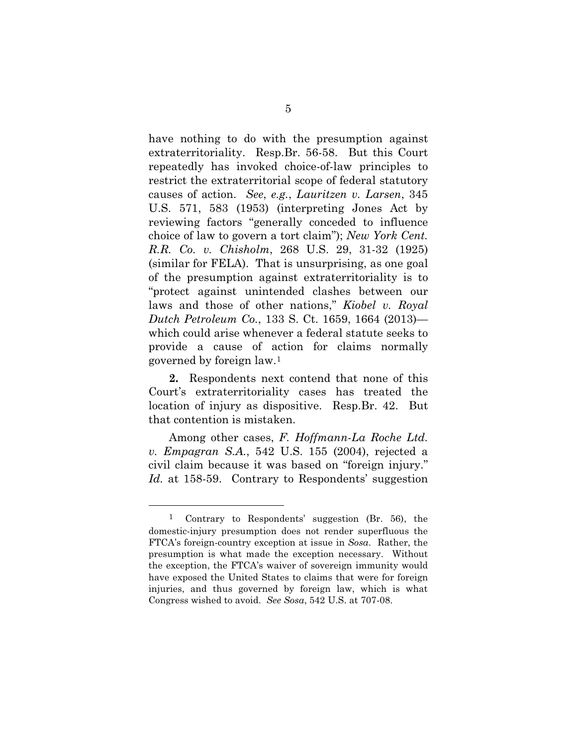have nothing to do with the presumption against extraterritoriality. Resp.Br. 56-58. But this Court repeatedly has invoked choice-of-law principles to restrict the extraterritorial scope of federal statutory causes of action. *See*, *e.g.*, *Lauritzen v. Larsen*, 345 U.S. 571, 583 (1953) (interpreting Jones Act by reviewing factors "generally conceded to influence choice of law to govern a tort claim"); *New York Cent. R.R. Co. v. Chisholm*, 268 U.S. 29, 31-32 (1925) (similar for FELA). That is unsurprising, as one goal of the presumption against extraterritoriality is to "protect against unintended clashes between our laws and those of other nations," *Kiobel v. Royal Dutch Petroleum Co.*, 133 S. Ct. 1659, 1664 (2013)—which could arise whenever a federal statute seeks to provide a cause of action for claims normally governed by foreign law.[1]

**2.** Respondents next contend that none of this Court's extraterritoriality cases has treated the location of injury as dispositive. Resp.Br. 42. But that contention is mistaken.

Among other cases, *F. Hoffmann-La Roche Ltd. v. Empagran S.A.*, 542 U.S. 155 (2004), rejected a civil claim because it was based on "foreign injury." *Id.* at 158-59. Contrary to Respondents' suggestion

---

[1] Contrary to Respondents' suggestion (Br. 56), the domestic-injury presumption does not render superfluous the FTCA's foreign-country exception at issue in *Sosa*. Rather, the presumption is what made the exception necessary. Without the exception, the FTCA's waiver of sovereign immunity would have exposed the United States to claims that were for foreign injuries, and thus governed by foreign law, which is what Congress wished to avoid. *See Sosa*, 542 U.S. at 707-08.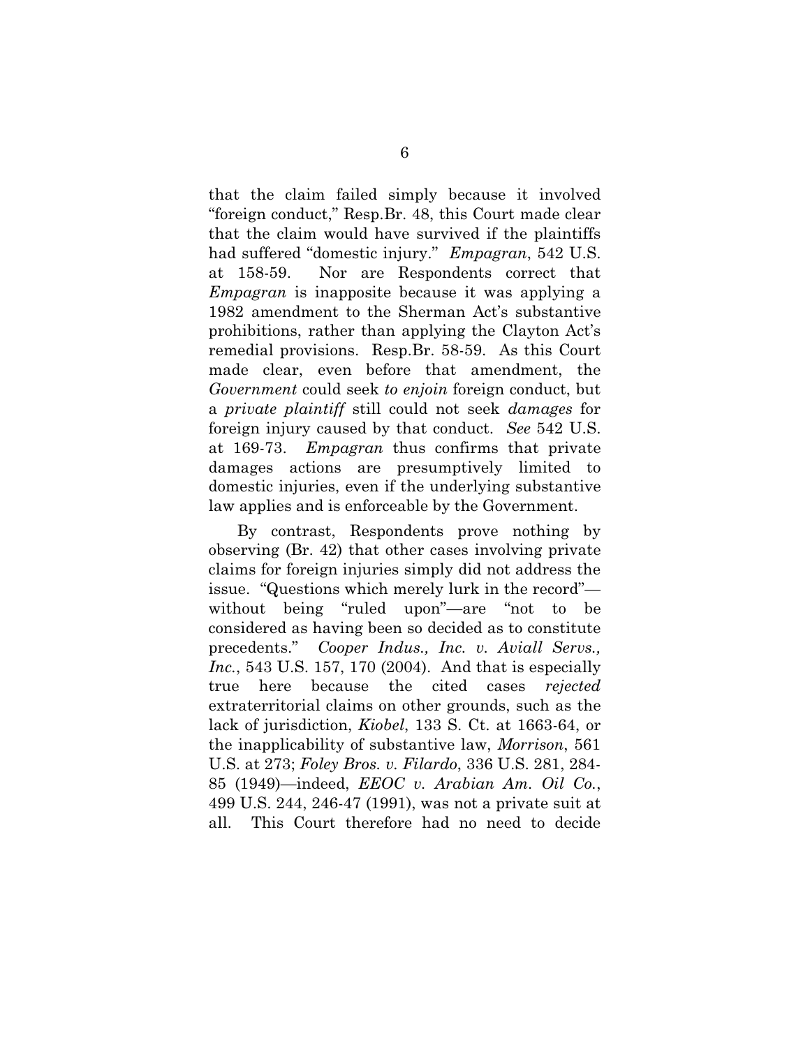that the claim failed simply because it involved "foreign conduct," Resp.Br. 48, this Court made clear that the claim would have survived if the plaintiffs had suffered "domestic injury." *Empagran*, 542 U.S. at 158-59. Nor are Respondents correct that *Empagran* is inapposite because it was applying a 1982 amendment to the Sherman Act's substantive prohibitions, rather than applying the Clayton Act's remedial provisions. Resp.Br. 58-59. As this Court made clear, even before that amendment, the *Government* could seek *to enjoin* foreign conduct, but a *private plaintiff* still could not seek *damages* for foreign injury caused by that conduct. *See* 542 U.S. at 169-73. *Empagran* thus confirms that private damages actions are presumptively limited to domestic injuries, even if the underlying substantive law applies and is enforceable by the Government.

By contrast, Respondents prove nothing by observing (Br. 42) that other cases involving private claims for foreign injuries simply did not address the issue. "Questions which merely lurk in the record"—without being "ruled upon"—are "not to be considered as having been so decided as to constitute precedents." *Cooper Indus., Inc. v. Aviall Servs., Inc.*, 543 U.S. 157, 170 (2004). And that is especially true here because the cited cases *rejected* extraterritorial claims on other grounds, such as the lack of jurisdiction, *Kiobel*, 133 S. Ct. at 1663-64, or the inapplicability of substantive law, *Morrison*, 561 U.S. at 273; *Foley Bros. v. Filardo*, 336 U.S. 281, 284-85 (1949)—indeed, *EEOC v. Arabian Am. Oil Co.*, 499 U.S. 244, 246-47 (1991), was not a private suit at all. This Court therefore had no need to decide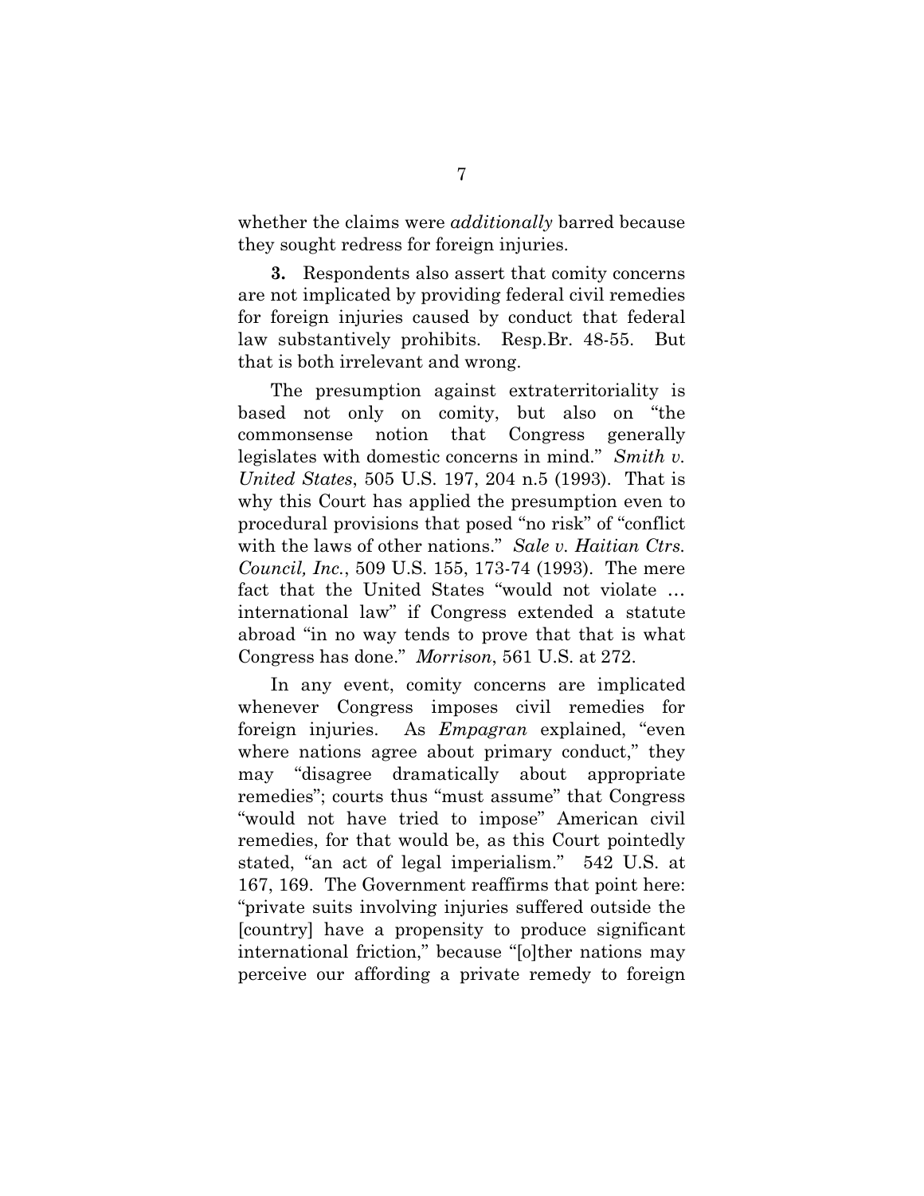whether the claims were *additionally* barred because they sought redress for foreign injuries.

**3.** Respondents also assert that comity concerns are not implicated by providing federal civil remedies for foreign injuries caused by conduct that federal law substantively prohibits. Resp.Br. 48-55. But that is both irrelevant and wrong.

The presumption against extraterritoriality is based not only on comity, but also on "the commonsense notion that Congress generally legislates with domestic concerns in mind." *Smith v. United States*, 505 U.S. 197, 204 n.5 (1993). That is why this Court has applied the presumption even to procedural provisions that posed "no risk" of "conflict with the laws of other nations." *Sale v. Haitian Ctrs. Council, Inc.*, 509 U.S. 155, 173-74 (1993). The mere fact that the United States "would not violate … international law" if Congress extended a statute abroad "in no way tends to prove that that is what Congress has done." *Morrison*, 561 U.S. at 272.

In any event, comity concerns are implicated whenever Congress imposes civil remedies for foreign injuries. As *Empagran* explained, "even where nations agree about primary conduct," they may "disagree dramatically about appropriate remedies"; courts thus "must assume" that Congress "would not have tried to impose" American civil remedies, for that would be, as this Court pointedly stated, "an act of legal imperialism." 542 U.S. at 167, 169. The Government reaffirms that point here: "private suits involving injuries suffered outside the [country] have a propensity to produce significant international friction," because "[o]ther nations may perceive our affording a private remedy to foreign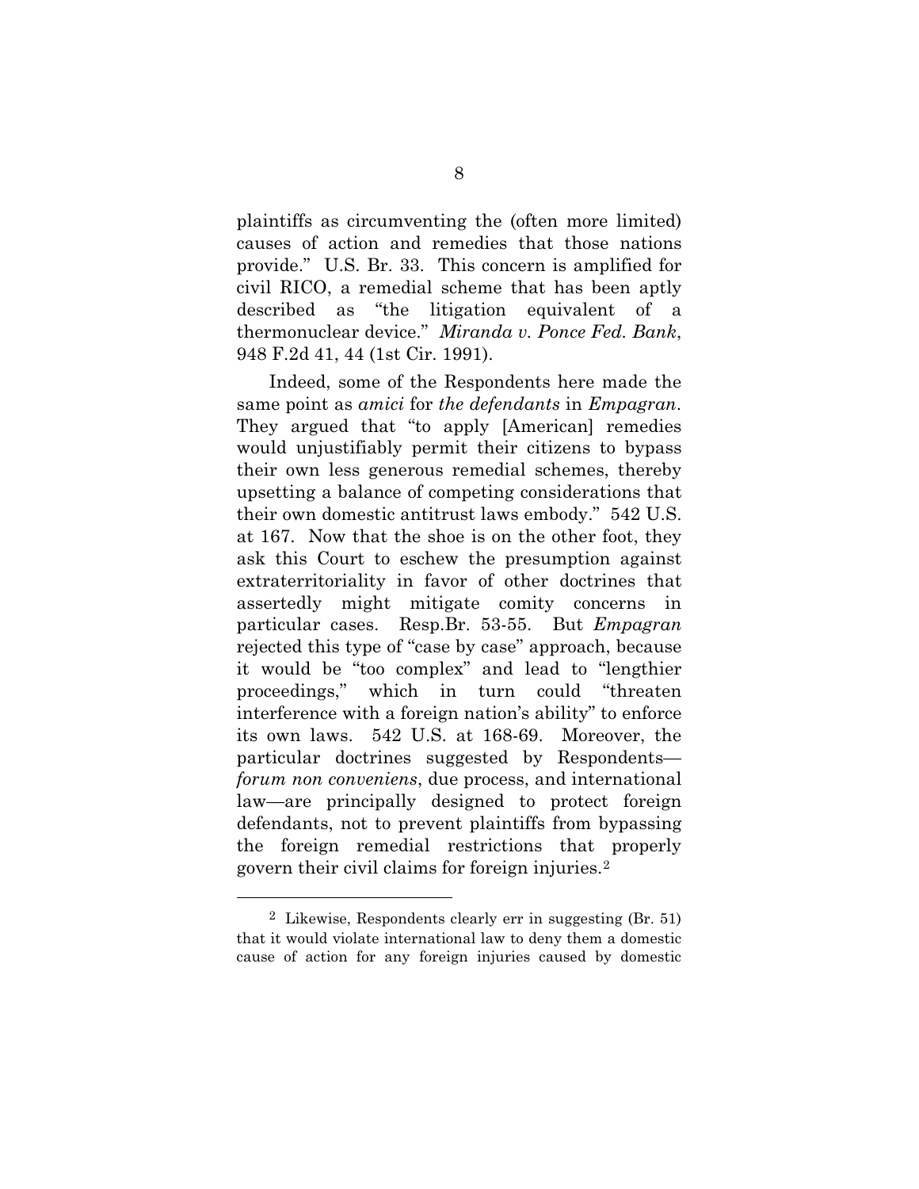plaintiffs as circumventing the (often more limited) causes of action and remedies that those nations provide." U.S. Br. 33. This concern is amplified for civil RICO, a remedial scheme that has been aptly described as "the litigation equivalent of a thermonuclear device." *Miranda v. Ponce Fed. Bank*, 948 F.2d 41, 44 (1st Cir. 1991).

Indeed, some of the Respondents here made the same point as *amici* for *the defendants* in *Empagran*. They argued that "to apply [American] remedies would unjustifiably permit their citizens to bypass their own less generous remedial schemes, thereby upsetting a balance of competing considerations that their own domestic antitrust laws embody." 542 U.S. at 167. Now that the shoe is on the other foot, they ask this Court to eschew the presumption against extraterritoriality in favor of other doctrines that assertedly might mitigate comity concerns in particular cases. Resp.Br. 53-55. But *Empagran* rejected this type of "case by case" approach, because it would be "too complex" and lead to "lengthier proceedings," which in turn could "threaten interference with a foreign nation's ability" to enforce its own laws. 542 U.S. at 168-69. Moreover, the particular doctrines suggested by Respondents—*forum non conveniens*, due process, and international law—are principally designed to protect foreign defendants, not to prevent plaintiffs from bypassing the foreign remedial restrictions that properly govern their civil claims for foreign injuries.[2]

---

[2] Likewise, Respondents clearly err in suggesting (Br. 51) that it would violate international law to deny them a domestic cause of action for any foreign injuries caused by domestic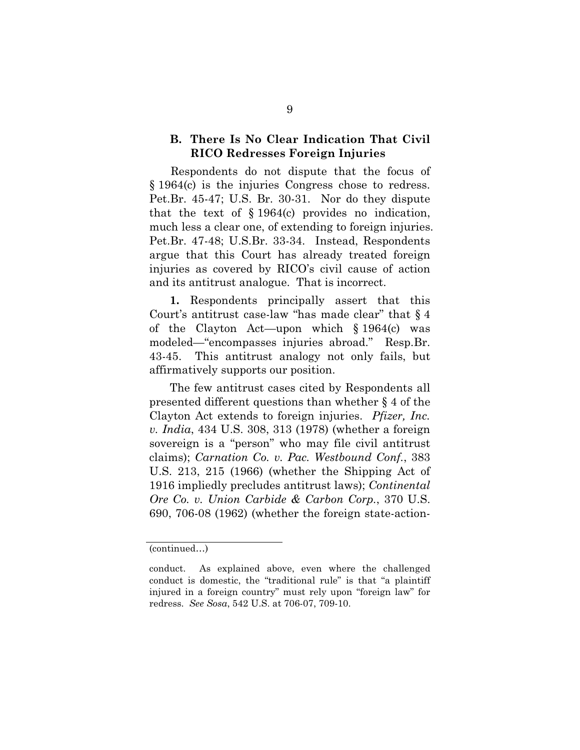### B. There Is No Clear Indication That Civil RICO Redresses Foreign Injuries

Respondents do not dispute that the focus of § 1964(c) is the injuries Congress chose to redress. Pet.Br. 45-47; U.S. Br. 30-31. Nor do they dispute that the text of § 1964(c) provides no indication, much less a clear one, of extending to foreign injuries. Pet.Br. 47-48; U.S.Br. 33-34. Instead, Respondents argue that this Court has already treated foreign injuries as covered by RICO's civil cause of action and its antitrust analogue. That is incorrect.

**1.** Respondents principally assert that this Court's antitrust case-law "has made clear" that § 4 of the Clayton Act—upon which § 1964(c) was modeled—"encompasses injuries abroad." Resp.Br. 43-45. This antitrust analogy not only fails, but affirmatively supports our position.

The few antitrust cases cited by Respondents all presented different questions than whether § 4 of the Clayton Act extends to foreign injuries. *Pfizer, Inc. v. India*, 434 U.S. 308, 313 (1978) (whether a foreign sovereign is a "person" who may file civil antitrust claims); *Carnation Co. v. Pac. Westbound Conf.*, 383 U.S. 213, 215 (1966) (whether the Shipping Act of 1916 impliedly precludes antitrust laws); *Continental Ore Co. v. Union Carbide & Carbon Corp.*, 370 U.S. 690, 706-08 (1962) (whether the foreign state-action-

---

(continued…)

conduct. As explained above, even where the challenged conduct is domestic, the "traditional rule" is that "a plaintiff injured in a foreign country" must rely upon "foreign law" for redress. *See Sosa*, 542 U.S. at 706-07, 709-10.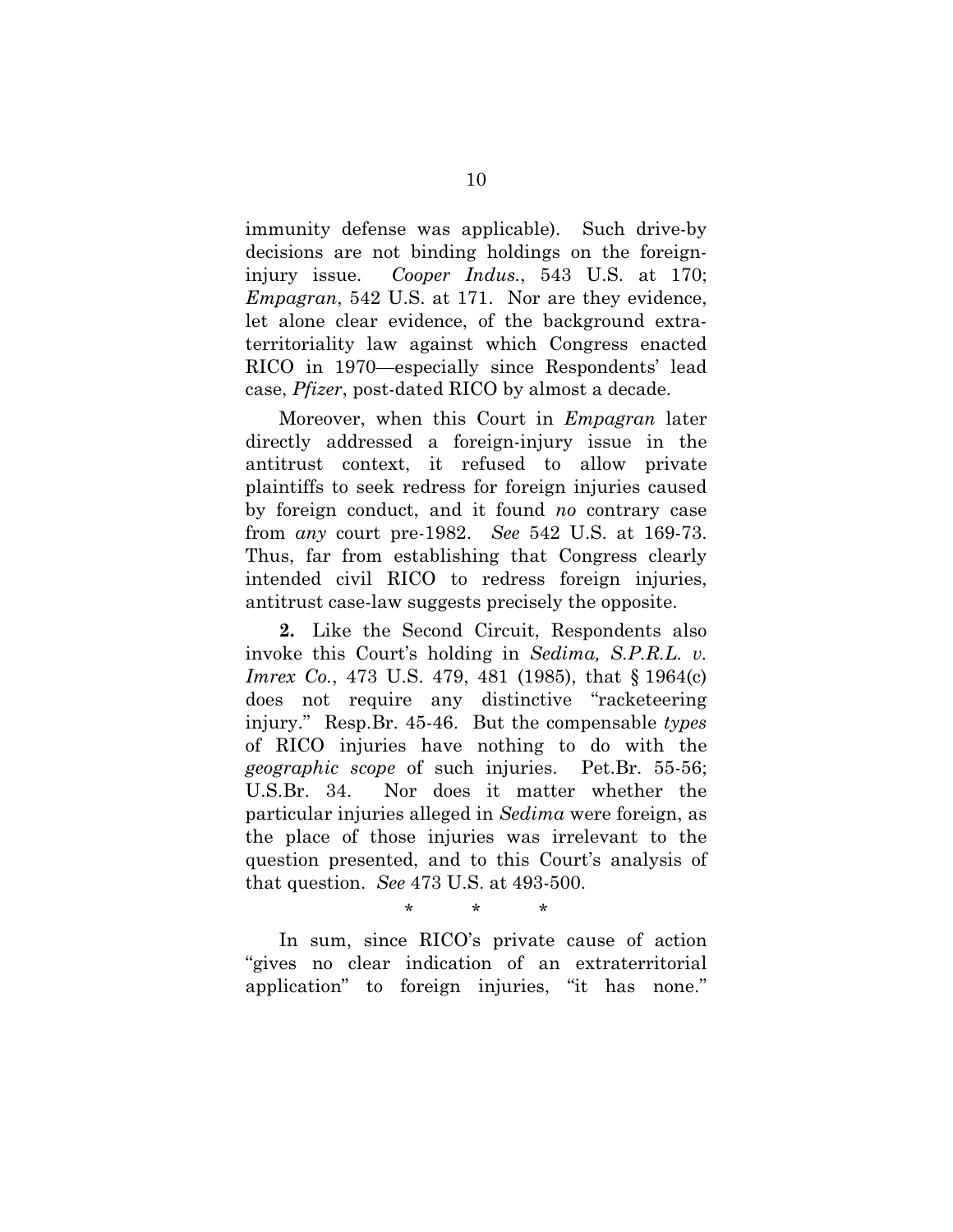immunity defense was applicable). Such drive-by decisions are not binding holdings on the foreign-injury issue. *Cooper Indus.*, 543 U.S. at 170; *Empagran*, 542 U.S. at 171. Nor are they evidence, let alone clear evidence, of the background extraterritoriality law against which Congress enacted RICO in 1970—especially since Respondents' lead case, *Pfizer*, post-dated RICO by almost a decade.

Moreover, when this Court in *Empagran* later directly addressed a foreign-injury issue in the antitrust context, it refused to allow private plaintiffs to seek redress for foreign injuries caused by foreign conduct, and it found *no* contrary case from *any* court pre-1982. *See* 542 U.S. at 169-73. Thus, far from establishing that Congress clearly intended civil RICO to redress foreign injuries, antitrust case-law suggests precisely the opposite.

**2.** Like the Second Circuit, Respondents also invoke this Court's holding in *Sedima, S.P.R.L. v. Imrex Co.*, 473 U.S. 479, 481 (1985), that § 1964(c) does not require any distinctive "racketeering injury." Resp.Br. 45-46. But the compensable *types* of RICO injuries have nothing to do with the *geographic scope* of such injuries. Pet.Br. 55-56; U.S.Br. 34. Nor does it matter whether the particular injuries alleged in *Sedima* were foreign, as the place of those injuries was irrelevant to the question presented, and to this Court's analysis of that question. *See* 473 U.S. at 493-500.

\* \* \*

In sum, since RICO's private cause of action "gives no clear indication of an extraterritorial application" to foreign injuries, "it has none."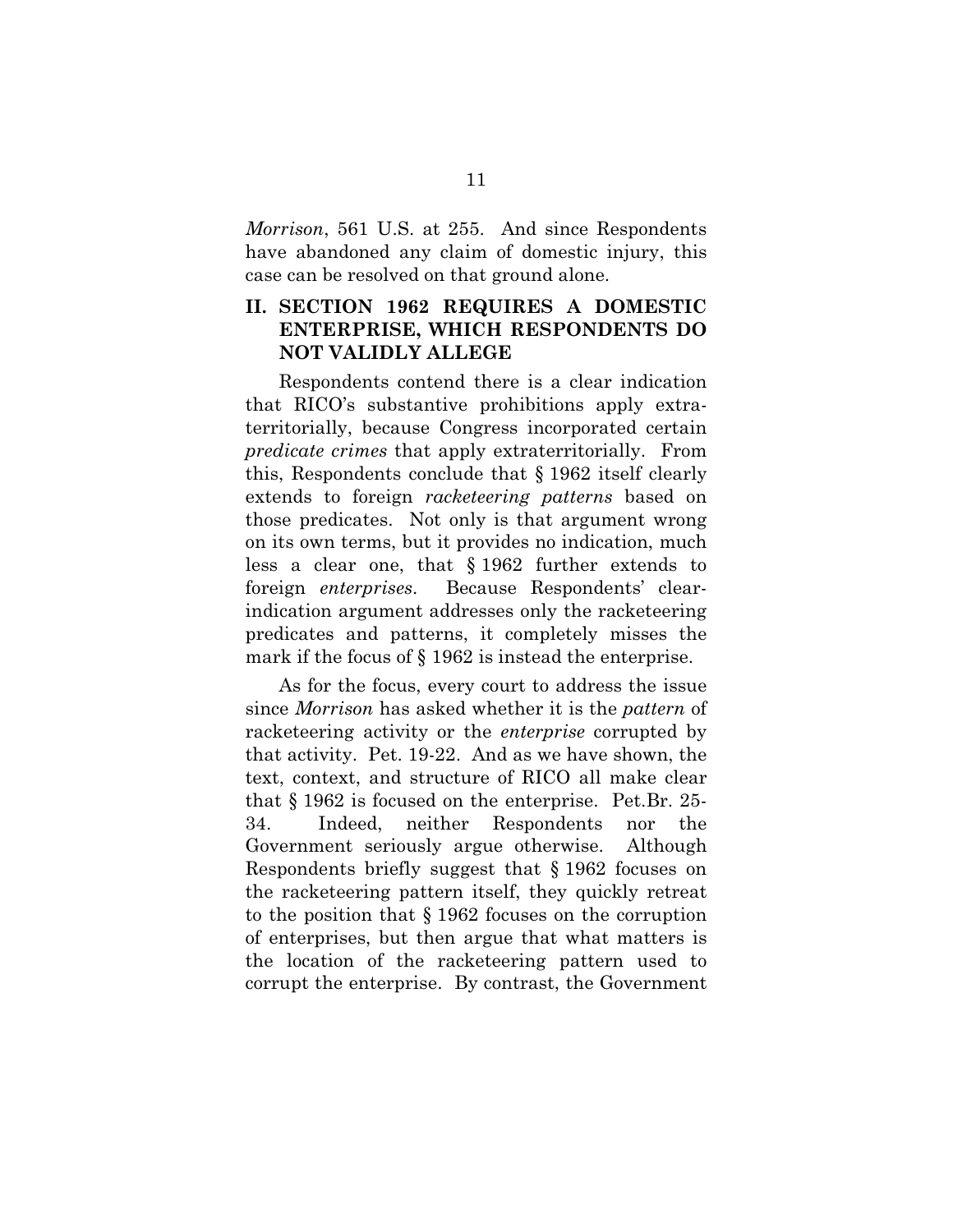*Morrison*, 561 U.S. at 255. And since Respondents have abandoned any claim of domestic injury, this case can be resolved on that ground alone.

## II. SECTION 1962 REQUIRES A DOMESTIC ENTERPRISE, WHICH RESPONDENTS DO NOT VALIDLY ALLEGE

Respondents contend there is a clear indication that RICO's substantive prohibitions apply extraterritorially, because Congress incorporated certain *predicate crimes* that apply extraterritorially. From this, Respondents conclude that § 1962 itself clearly extends to foreign *racketeering patterns* based on those predicates. Not only is that argument wrong on its own terms, but it provides no indication, much less a clear one, that § 1962 further extends to foreign *enterprises*. Because Respondents' clear-indication argument addresses only the racketeering predicates and patterns, it completely misses the mark if the focus of § 1962 is instead the enterprise.

As for the focus, every court to address the issue since *Morrison* has asked whether it is the *pattern* of racketeering activity or the *enterprise* corrupted by that activity. Pet. 19-22. And as we have shown, the text, context, and structure of RICO all make clear that § 1962 is focused on the enterprise. Pet.Br. 25-34. Indeed, neither Respondents nor the Government seriously argue otherwise. Although Respondents briefly suggest that § 1962 focuses on the racketeering pattern itself, they quickly retreat to the position that § 1962 focuses on the corruption of enterprises, but then argue that what matters is the location of the racketeering pattern used to corrupt the enterprise. By contrast, the Government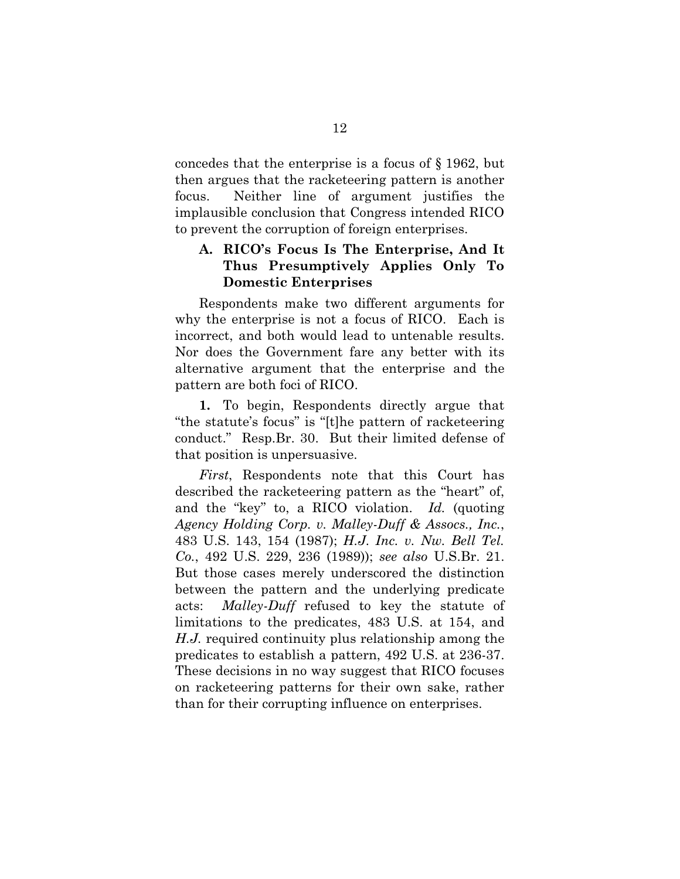concedes that the enterprise is a focus of § 1962, but then argues that the racketeering pattern is another focus. Neither line of argument justifies the implausible conclusion that Congress intended RICO to prevent the corruption of foreign enterprises.

### A. RICO's Focus Is The Enterprise, And It Thus Presumptively Applies Only To Domestic Enterprises

Respondents make two different arguments for why the enterprise is not a focus of RICO. Each is incorrect, and both would lead to untenable results. Nor does the Government fare any better with its alternative argument that the enterprise and the pattern are both foci of RICO.

**1.** To begin, Respondents directly argue that "the statute's focus" is "[t]he pattern of racketeering conduct." Resp.Br. 30. But their limited defense of that position is unpersuasive.

*First*, Respondents note that this Court has described the racketeering pattern as the "heart" of, and the "key" to, a RICO violation. *Id.* (quoting *Agency Holding Corp. v. Malley-Duff & Assocs., Inc.*, 483 U.S. 143, 154 (1987); *H.J. Inc. v. Nw. Bell Tel. Co.*, 492 U.S. 229, 236 (1989)); *see also* U.S.Br. 21. But those cases merely underscored the distinction between the pattern and the underlying predicate acts: *Malley-Duff* refused to key the statute of limitations to the predicates, 483 U.S. at 154, and *H.J.* required continuity plus relationship among the predicates to establish a pattern, 492 U.S. at 236-37. These decisions in no way suggest that RICO focuses on racketeering patterns for their own sake, rather than for their corrupting influence on enterprises.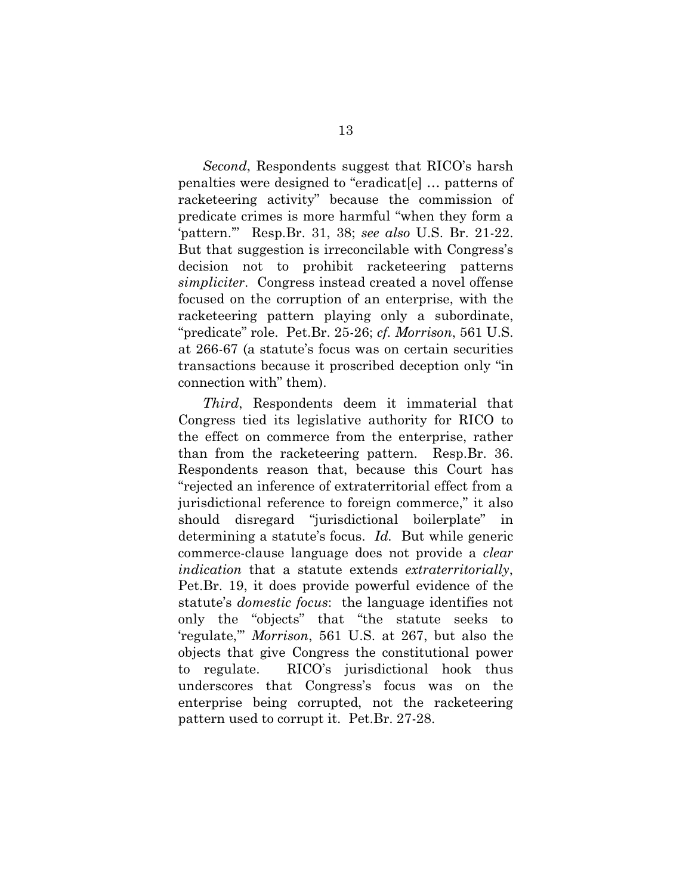*Second*, Respondents suggest that RICO's harsh penalties were designed to "eradicat[e] … patterns of racketeering activity" because the commission of predicate crimes is more harmful "when they form a 'pattern.'" Resp.Br. 31, 38; *see also* U.S. Br. 21-22. But that suggestion is irreconcilable with Congress's decision not to prohibit racketeering patterns *simpliciter*. Congress instead created a novel offense focused on the corruption of an enterprise, with the racketeering pattern playing only a subordinate, "predicate" role. Pet.Br. 25-26; *cf. Morrison*, 561 U.S. at 266-67 (a statute's focus was on certain securities transactions because it proscribed deception only "in connection with" them).

*Third*, Respondents deem it immaterial that Congress tied its legislative authority for RICO to the effect on commerce from the enterprise, rather than from the racketeering pattern. Resp.Br. 36. Respondents reason that, because this Court has "rejected an inference of extraterritorial effect from a jurisdictional reference to foreign commerce," it also should disregard "jurisdictional boilerplate" in determining a statute's focus. *Id.* But while generic commerce-clause language does not provide a *clear indication* that a statute extends *extraterritorially*, Pet.Br. 19, it does provide powerful evidence of the statute's *domestic focus*: the language identifies not only the "objects" that "the statute seeks to 'regulate,'" *Morrison*, 561 U.S. at 267, but also the objects that give Congress the constitutional power to regulate. RICO's jurisdictional hook thus underscores that Congress's focus was on the enterprise being corrupted, not the racketeering pattern used to corrupt it. Pet.Br. 27-28.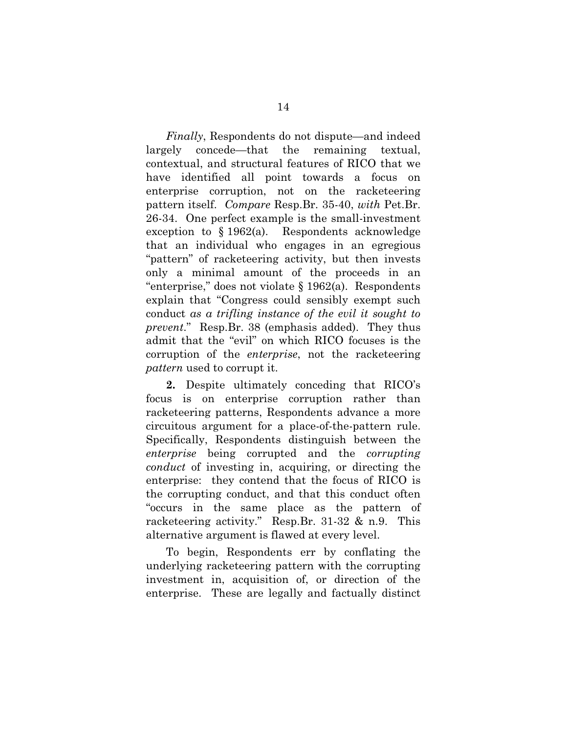*Finally*, Respondents do not dispute—and indeed largely concede—that the remaining textual, contextual, and structural features of RICO that we have identified all point towards a focus on enterprise corruption, not on the racketeering pattern itself. *Compare* Resp.Br. 35-40, *with* Pet.Br. 26-34. One perfect example is the small-investment exception to § 1962(a). Respondents acknowledge that an individual who engages in an egregious "pattern" of racketeering activity, but then invests only a minimal amount of the proceeds in an "enterprise," does not violate § 1962(a). Respondents explain that "Congress could sensibly exempt such conduct *as a trifling instance of the evil it sought to prevent*." Resp.Br. 38 (emphasis added). They thus admit that the "evil" on which RICO focuses is the corruption of the *enterprise*, not the racketeering *pattern* used to corrupt it.

**2.** Despite ultimately conceding that RICO's focus is on enterprise corruption rather than racketeering patterns, Respondents advance a more circuitous argument for a place-of-the-pattern rule. Specifically, Respondents distinguish between the *enterprise* being corrupted and the *corrupting conduct* of investing in, acquiring, or directing the enterprise: they contend that the focus of RICO is the corrupting conduct, and that this conduct often "occurs in the same place as the pattern of racketeering activity." Resp.Br. 31-32 & n.9. This alternative argument is flawed at every level.

To begin, Respondents err by conflating the underlying racketeering pattern with the corrupting investment in, acquisition of, or direction of the enterprise. These are legally and factually distinct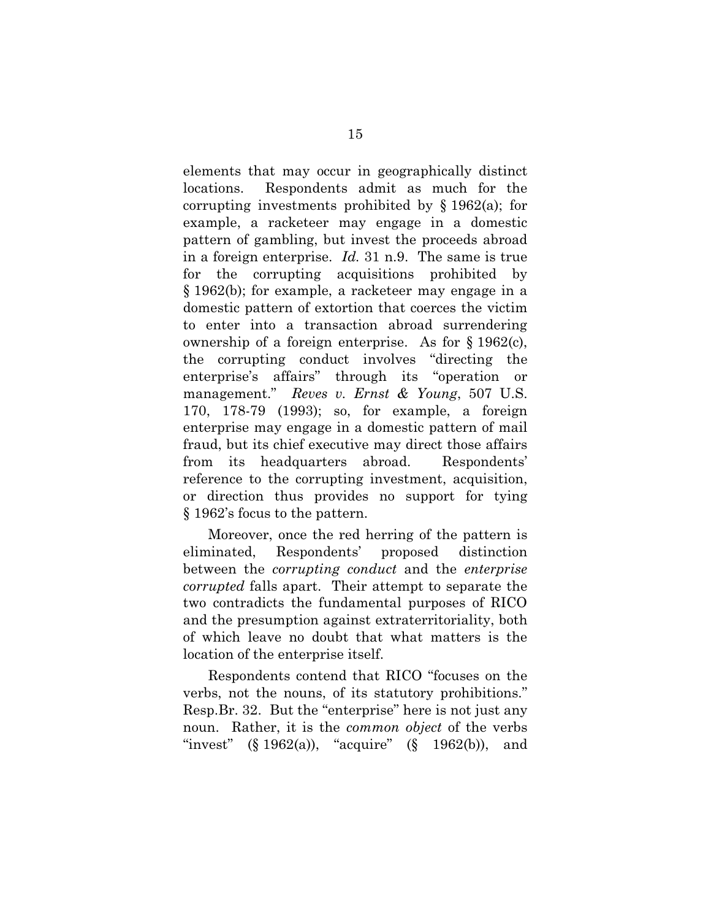elements that may occur in geographically distinct locations. Respondents admit as much for the corrupting investments prohibited by § 1962(a); for example, a racketeer may engage in a domestic pattern of gambling, but invest the proceeds abroad in a foreign enterprise. *Id.* 31 n.9. The same is true for the corrupting acquisitions prohibited by § 1962(b); for example, a racketeer may engage in a domestic pattern of extortion that coerces the victim to enter into a transaction abroad surrendering ownership of a foreign enterprise. As for § 1962(c), the corrupting conduct involves "directing the enterprise's affairs" through its "operation or management." *Reves v. Ernst & Young*, 507 U.S. 170, 178-79 (1993); so, for example, a foreign enterprise may engage in a domestic pattern of mail fraud, but its chief executive may direct those affairs from its headquarters abroad. Respondents' reference to the corrupting investment, acquisition, or direction thus provides no support for tying § 1962's focus to the pattern.

Moreover, once the red herring of the pattern is eliminated, Respondents' proposed distinction between the *corrupting conduct* and the *enterprise corrupted* falls apart. Their attempt to separate the two contradicts the fundamental purposes of RICO and the presumption against extraterritoriality, both of which leave no doubt that what matters is the location of the enterprise itself.

Respondents contend that RICO "focuses on the verbs, not the nouns, of its statutory prohibitions." Resp.Br. 32. But the "enterprise" here is not just any noun. Rather, it is the *common object* of the verbs "invest" (§ 1962(a)), "acquire" (§ 1962(b)), and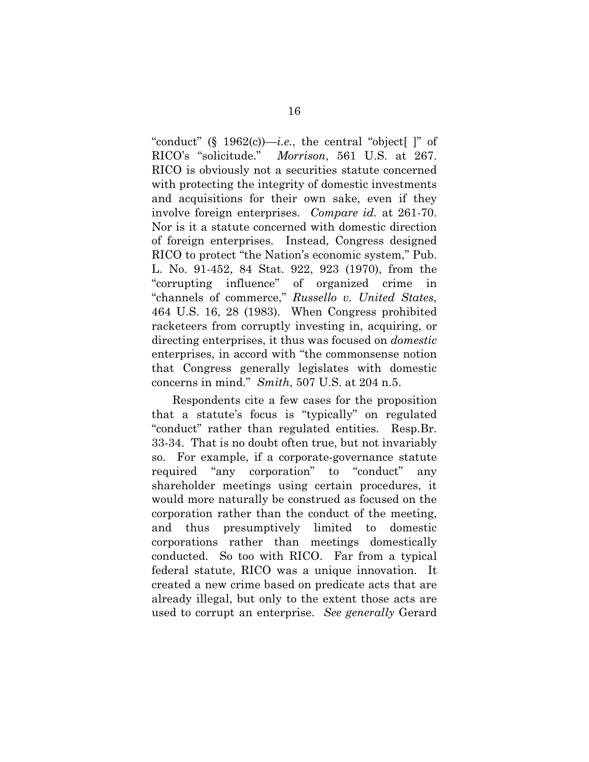"conduct" (§ 1962(c))—*i.e.*, the central "object[ ]" of RICO's "solicitude." *Morrison*, 561 U.S. at 267. RICO is obviously not a securities statute concerned with protecting the integrity of domestic investments and acquisitions for their own sake, even if they involve foreign enterprises. *Compare id.* at 261-70. Nor is it a statute concerned with domestic direction of foreign enterprises. Instead, Congress designed RICO to protect "the Nation's economic system," Pub. L. No. 91-452, 84 Stat. 922, 923 (1970), from the "corrupting influence" of organized crime in "channels of commerce," *Russello v. United States*, 464 U.S. 16, 28 (1983). When Congress prohibited racketeers from corruptly investing in, acquiring, or directing enterprises, it thus was focused on *domestic* enterprises, in accord with "the commonsense notion that Congress generally legislates with domestic concerns in mind." *Smith*, 507 U.S. at 204 n.5.

Respondents cite a few cases for the proposition that a statute's focus is "typically" on regulated "conduct" rather than regulated entities. Resp.Br. 33-34. That is no doubt often true, but not invariably so. For example, if a corporate-governance statute required "any corporation" to "conduct" any shareholder meetings using certain procedures, it would more naturally be construed as focused on the corporation rather than the conduct of the meeting, and thus presumptively limited to domestic corporations rather than meetings domestically conducted. So too with RICO. Far from a typical federal statute, RICO was a unique innovation. It created a new crime based on predicate acts that are already illegal, but only to the extent those acts are used to corrupt an enterprise. *See generally* Gerard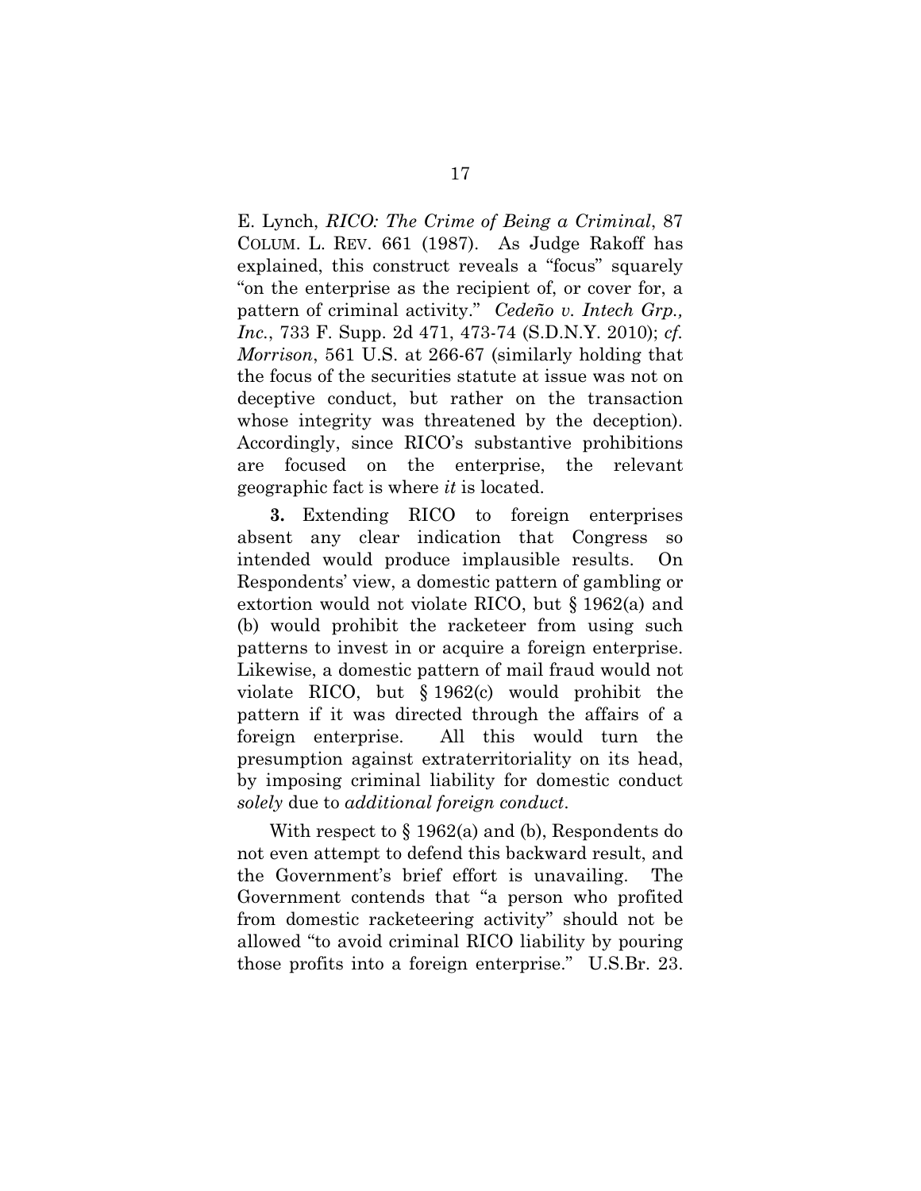E. Lynch, *RICO: The Crime of Being a Criminal*, 87 COLUM. L. REV. 661 (1987). As Judge Rakoff has explained, this construct reveals a "focus" squarely "on the enterprise as the recipient of, or cover for, a pattern of criminal activity." *Cedeño v. Intech Grp., Inc.*, 733 F. Supp. 2d 471, 473-74 (S.D.N.Y. 2010); *cf. Morrison*, 561 U.S. at 266-67 (similarly holding that the focus of the securities statute at issue was not on deceptive conduct, but rather on the transaction whose integrity was threatened by the deception). Accordingly, since RICO's substantive prohibitions are focused on the enterprise, the relevant geographic fact is where *it* is located.

**3.** Extending RICO to foreign enterprises absent any clear indication that Congress so intended would produce implausible results. On Respondents' view, a domestic pattern of gambling or extortion would not violate RICO, but § 1962(a) and (b) would prohibit the racketeer from using such patterns to invest in or acquire a foreign enterprise. Likewise, a domestic pattern of mail fraud would not violate RICO, but § 1962(c) would prohibit the pattern if it was directed through the affairs of a foreign enterprise. All this would turn the presumption against extraterritoriality on its head, by imposing criminal liability for domestic conduct *solely* due to *additional foreign conduct*.

With respect to § 1962(a) and (b), Respondents do not even attempt to defend this backward result, and the Government's brief effort is unavailing. The Government contends that "a person who profited from domestic racketeering activity" should not be allowed "to avoid criminal RICO liability by pouring those profits into a foreign enterprise." U.S.Br. 23.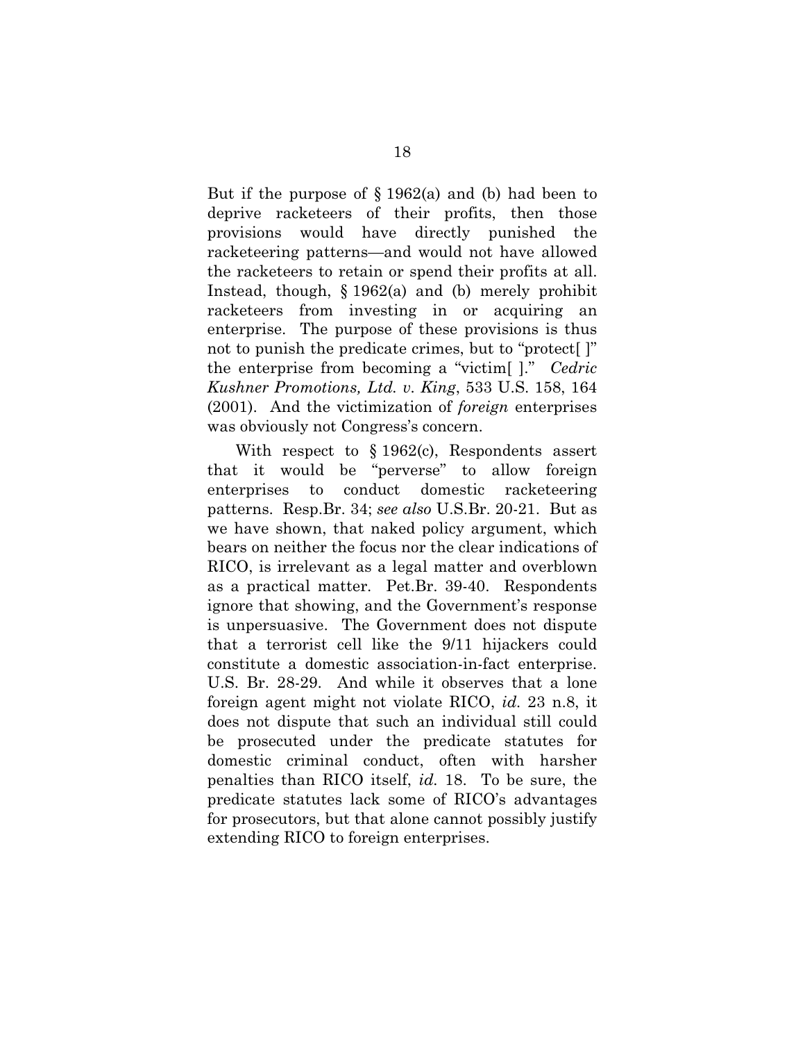But if the purpose of § 1962(a) and (b) had been to deprive racketeers of their profits, then those provisions would have directly punished the racketeering patterns—and would not have allowed the racketeers to retain or spend their profits at all. Instead, though, § 1962(a) and (b) merely prohibit racketeers from investing in or acquiring an enterprise. The purpose of these provisions is thus not to punish the predicate crimes, but to "protect[ ]" the enterprise from becoming a "victim[ ]." *Cedric Kushner Promotions, Ltd. v. King*, 533 U.S. 158, 164 (2001). And the victimization of *foreign* enterprises was obviously not Congress's concern.

With respect to § 1962(c), Respondents assert that it would be "perverse" to allow foreign enterprises to conduct domestic racketeering patterns. Resp.Br. 34; *see also* U.S.Br. 20-21. But as we have shown, that naked policy argument, which bears on neither the focus nor the clear indications of RICO, is irrelevant as a legal matter and overblown as a practical matter. Pet.Br. 39-40. Respondents ignore that showing, and the Government's response is unpersuasive. The Government does not dispute that a terrorist cell like the 9/11 hijackers could constitute a domestic association-in-fact enterprise. U.S. Br. 28-29. And while it observes that a lone foreign agent might not violate RICO, *id.* 23 n.8, it does not dispute that such an individual still could be prosecuted under the predicate statutes for domestic criminal conduct, often with harsher penalties than RICO itself, *id.* 18. To be sure, the predicate statutes lack some of RICO's advantages for prosecutors, but that alone cannot possibly justify extending RICO to foreign enterprises.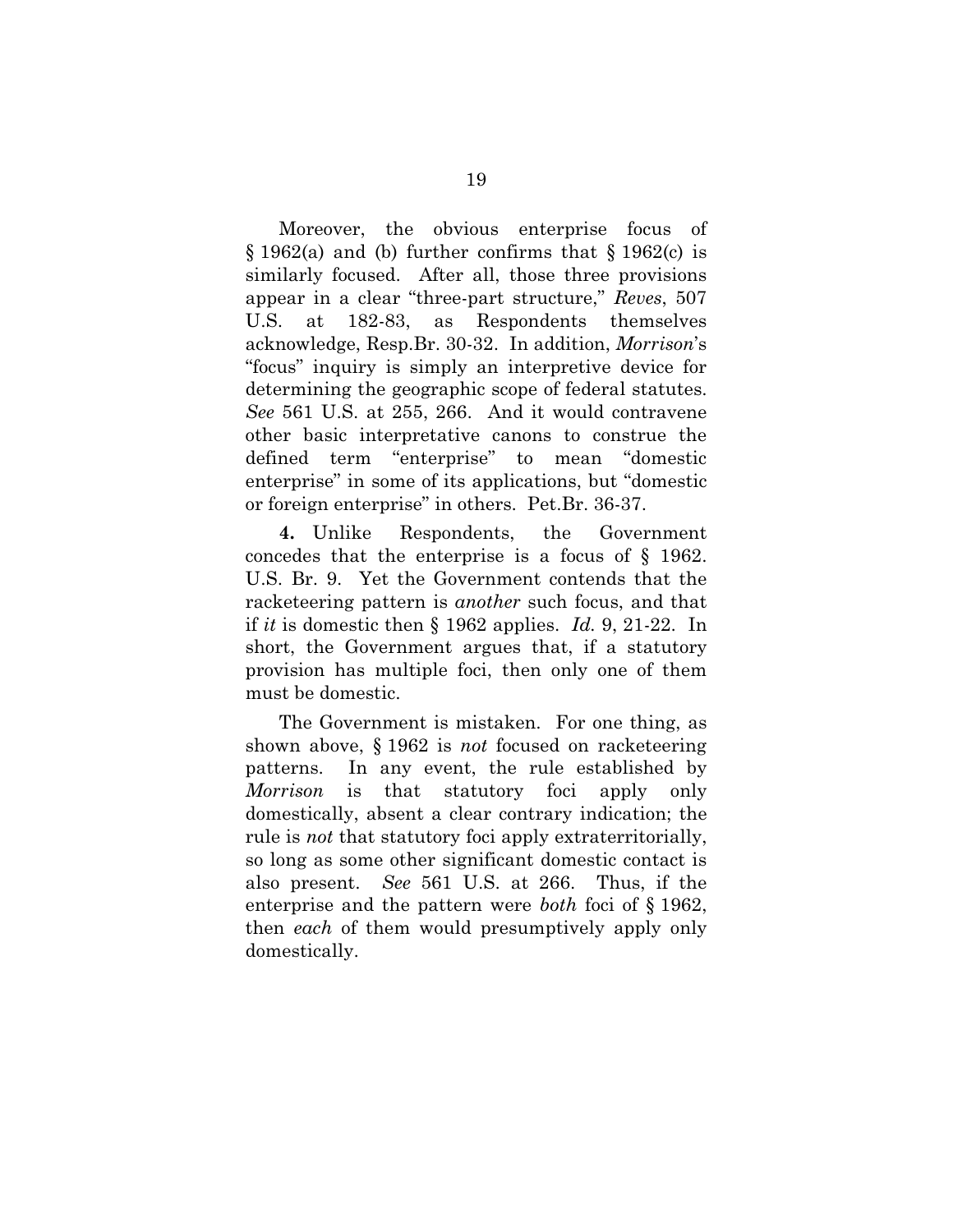Moreover, the obvious enterprise focus of § 1962(a) and (b) further confirms that § 1962(c) is similarly focused. After all, those three provisions appear in a clear "three-part structure," *Reves*, 507 U.S. at 182-83, as Respondents themselves acknowledge, Resp.Br. 30-32. In addition, *Morrison*'s "focus" inquiry is simply an interpretive device for determining the geographic scope of federal statutes. *See* 561 U.S. at 255, 266. And it would contravene other basic interpretative canons to construe the defined term "enterprise" to mean "domestic enterprise" in some of its applications, but "domestic or foreign enterprise" in others. Pet.Br. 36-37.

**4.** Unlike Respondents, the Government concedes that the enterprise is a focus of § 1962. U.S. Br. 9. Yet the Government contends that the racketeering pattern is *another* such focus, and that if *it* is domestic then § 1962 applies. *Id.* 9, 21-22. In short, the Government argues that, if a statutory provision has multiple foci, then only one of them must be domestic.

The Government is mistaken. For one thing, as shown above, § 1962 is *not* focused on racketeering patterns. In any event, the rule established by *Morrison* is that statutory foci apply only domestically, absent a clear contrary indication; the rule is *not* that statutory foci apply extraterritorially, so long as some other significant domestic contact is also present. *See* 561 U.S. at 266. Thus, if the enterprise and the pattern were *both* foci of § 1962, then *each* of them would presumptively apply only domestically.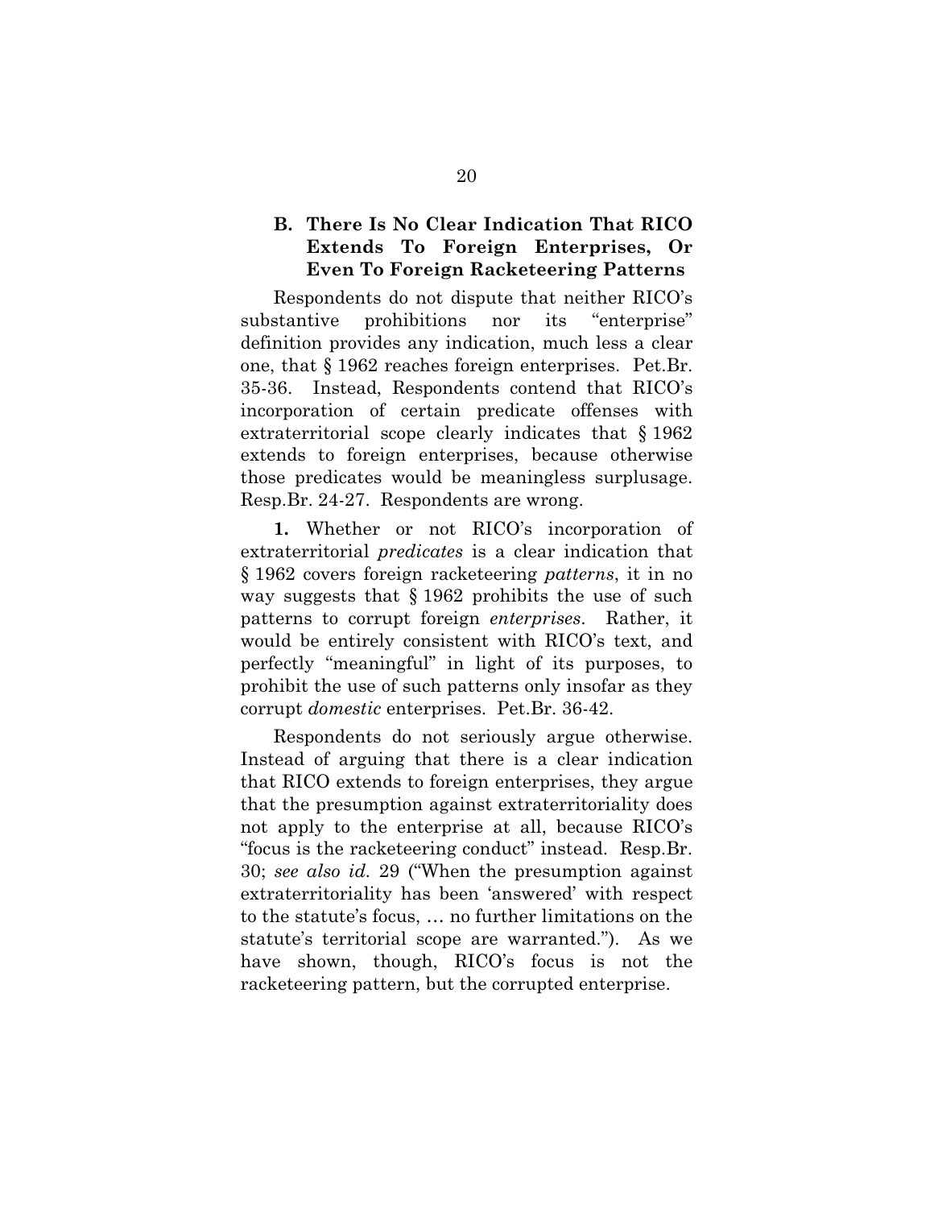### B. There Is No Clear Indication That RICO Extends To Foreign Enterprises, Or Even To Foreign Racketeering Patterns

Respondents do not dispute that neither RICO's substantive prohibitions nor its "enterprise" definition provides any indication, much less a clear one, that § 1962 reaches foreign enterprises. Pet.Br. 35-36. Instead, Respondents contend that RICO's incorporation of certain predicate offenses with extraterritorial scope clearly indicates that § 1962 extends to foreign enterprises, because otherwise those predicates would be meaningless surplusage. Resp.Br. 24-27. Respondents are wrong.

**1.** Whether or not RICO's incorporation of extraterritorial *predicates* is a clear indication that § 1962 covers foreign racketeering *patterns*, it in no way suggests that § 1962 prohibits the use of such patterns to corrupt foreign *enterprises*. Rather, it would be entirely consistent with RICO's text, and perfectly "meaningful" in light of its purposes, to prohibit the use of such patterns only insofar as they corrupt *domestic* enterprises. Pet.Br. 36-42.

Respondents do not seriously argue otherwise. Instead of arguing that there is a clear indication that RICO extends to foreign enterprises, they argue that the presumption against extraterritoriality does not apply to the enterprise at all, because RICO's "focus is the racketeering conduct" instead. Resp.Br. 30; *see also id.* 29 ("When the presumption against extraterritoriality has been 'answered' with respect to the statute's focus, … no further limitations on the statute's territorial scope are warranted."). As we have shown, though, RICO's focus is not the racketeering pattern, but the corrupted enterprise.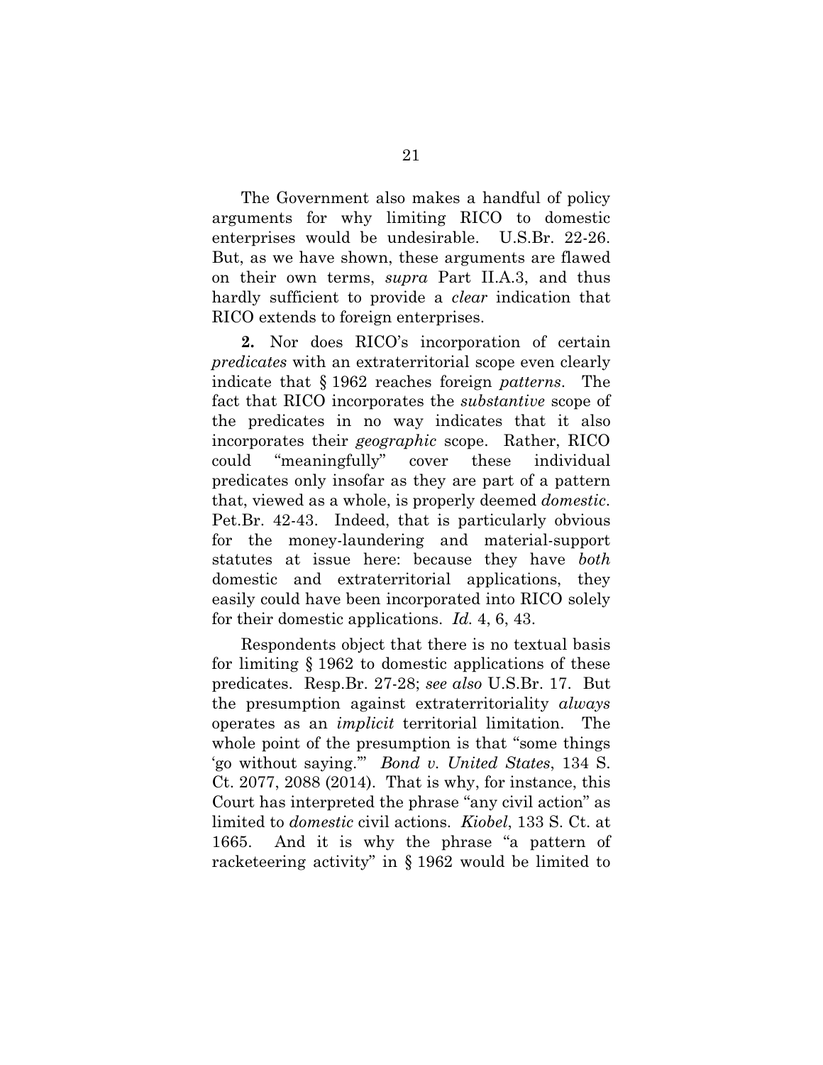The Government also makes a handful of policy arguments for why limiting RICO to domestic enterprises would be undesirable. U.S.Br. 22-26. But, as we have shown, these arguments are flawed on their own terms, *supra* Part II.A.3, and thus hardly sufficient to provide a *clear* indication that RICO extends to foreign enterprises.

**2.** Nor does RICO's incorporation of certain *predicates* with an extraterritorial scope even clearly indicate that § 1962 reaches foreign *patterns*. The fact that RICO incorporates the *substantive* scope of the predicates in no way indicates that it also incorporates their *geographic* scope. Rather, RICO could "meaningfully" cover these individual predicates only insofar as they are part of a pattern that, viewed as a whole, is properly deemed *domestic*. Pet.Br. 42-43. Indeed, that is particularly obvious for the money-laundering and material-support statutes at issue here: because they have *both* domestic and extraterritorial applications, they easily could have been incorporated into RICO solely for their domestic applications. *Id.* 4, 6, 43.

Respondents object that there is no textual basis for limiting § 1962 to domestic applications of these predicates. Resp.Br. 27-28; *see also* U.S.Br. 17. But the presumption against extraterritoriality *always* operates as an *implicit* territorial limitation. The whole point of the presumption is that "some things 'go without saying.'" *Bond v. United States*, 134 S. Ct. 2077, 2088 (2014). That is why, for instance, this Court has interpreted the phrase "any civil action" as limited to *domestic* civil actions. *Kiobel*, 133 S. Ct. at 1665. And it is why the phrase "a pattern of racketeering activity" in § 1962 would be limited to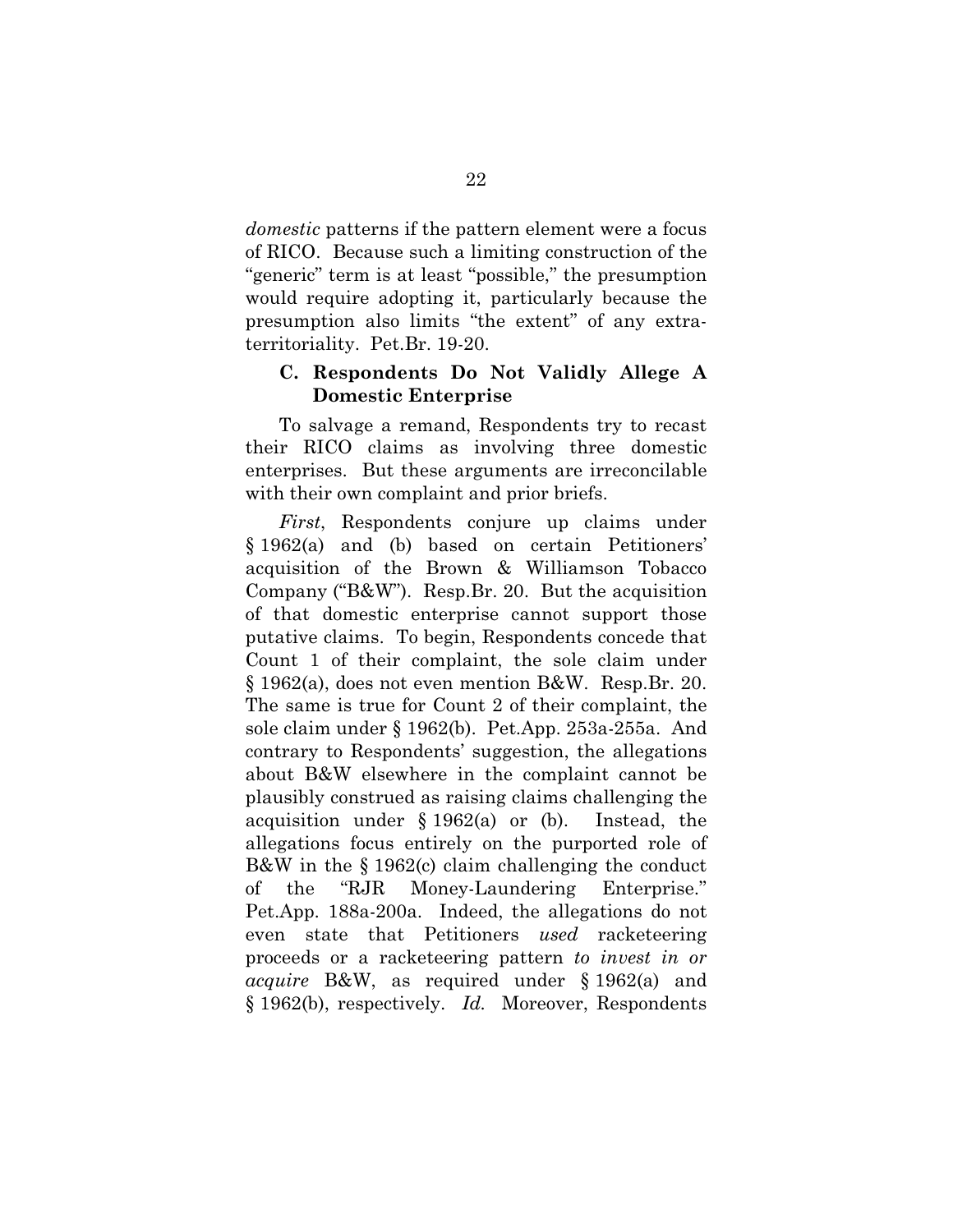*domestic* patterns if the pattern element were a focus of RICO. Because such a limiting construction of the "generic" term is at least "possible," the presumption would require adopting it, particularly because the presumption also limits "the extent" of any extraterritoriality. Pet.Br. 19-20.

### C. Respondents Do Not Validly Allege A Domestic Enterprise

To salvage a remand, Respondents try to recast their RICO claims as involving three domestic enterprises. But these arguments are irreconcilable with their own complaint and prior briefs.

*First*, Respondents conjure up claims under § 1962(a) and (b) based on certain Petitioners' acquisition of the Brown & Williamson Tobacco Company ("B&W"). Resp.Br. 20. But the acquisition of that domestic enterprise cannot support those putative claims. To begin, Respondents concede that Count 1 of their complaint, the sole claim under § 1962(a), does not even mention B&W. Resp.Br. 20. The same is true for Count 2 of their complaint, the sole claim under § 1962(b). Pet.App. 253a-255a. And contrary to Respondents' suggestion, the allegations about B&W elsewhere in the complaint cannot be plausibly construed as raising claims challenging the acquisition under § 1962(a) or (b). Instead, the allegations focus entirely on the purported role of B&W in the § 1962(c) claim challenging the conduct of the "RJR Money-Laundering Enterprise." Pet.App. 188a-200a. Indeed, the allegations do not even state that Petitioners *used* racketeering proceeds or a racketeering pattern *to invest in or acquire* B&W, as required under § 1962(a) and § 1962(b), respectively. *Id.* Moreover, Respondents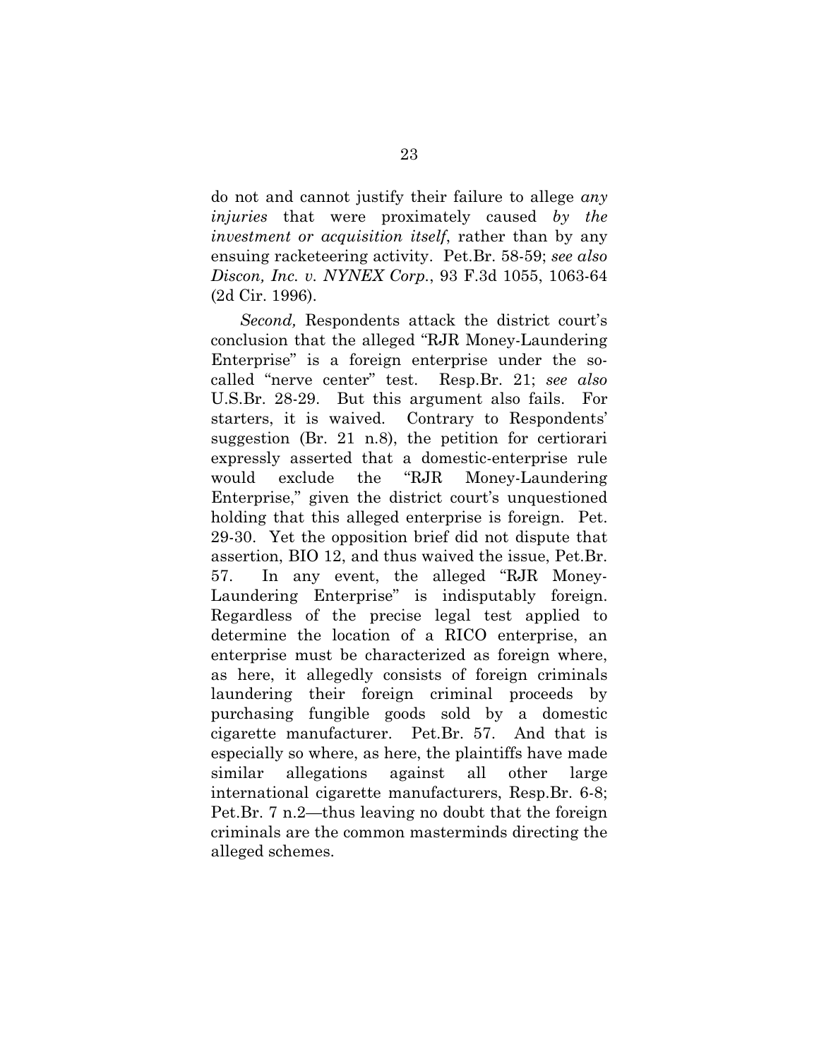do not and cannot justify their failure to allege *any injuries* that were proximately caused *by the investment or acquisition itself*, rather than by any ensuing racketeering activity. Pet.Br. 58-59; *see also Discon, Inc. v. NYNEX Corp.*, 93 F.3d 1055, 1063-64 (2d Cir. 1996).

*Second,* Respondents attack the district court's conclusion that the alleged "RJR Money-Laundering Enterprise" is a foreign enterprise under the so-called "nerve center" test. Resp.Br. 21; *see also* U.S.Br. 28-29. But this argument also fails. For starters, it is waived. Contrary to Respondents' suggestion (Br. 21 n.8), the petition for certiorari expressly asserted that a domestic-enterprise rule would exclude the "RJR Money-Laundering Enterprise," given the district court's unquestioned holding that this alleged enterprise is foreign. Pet. 29-30. Yet the opposition brief did not dispute that assertion, BIO 12, and thus waived the issue, Pet.Br. 57. In any event, the alleged "RJR Money-Laundering Enterprise" is indisputably foreign. Regardless of the precise legal test applied to determine the location of a RICO enterprise, an enterprise must be characterized as foreign where, as here, it allegedly consists of foreign criminals laundering their foreign criminal proceeds by purchasing fungible goods sold by a domestic cigarette manufacturer. Pet.Br. 57. And that is especially so where, as here, the plaintiffs have made similar allegations against all other large international cigarette manufacturers, Resp.Br. 6-8; Pet.Br. 7 n.2—thus leaving no doubt that the foreign criminals are the common masterminds directing the alleged schemes.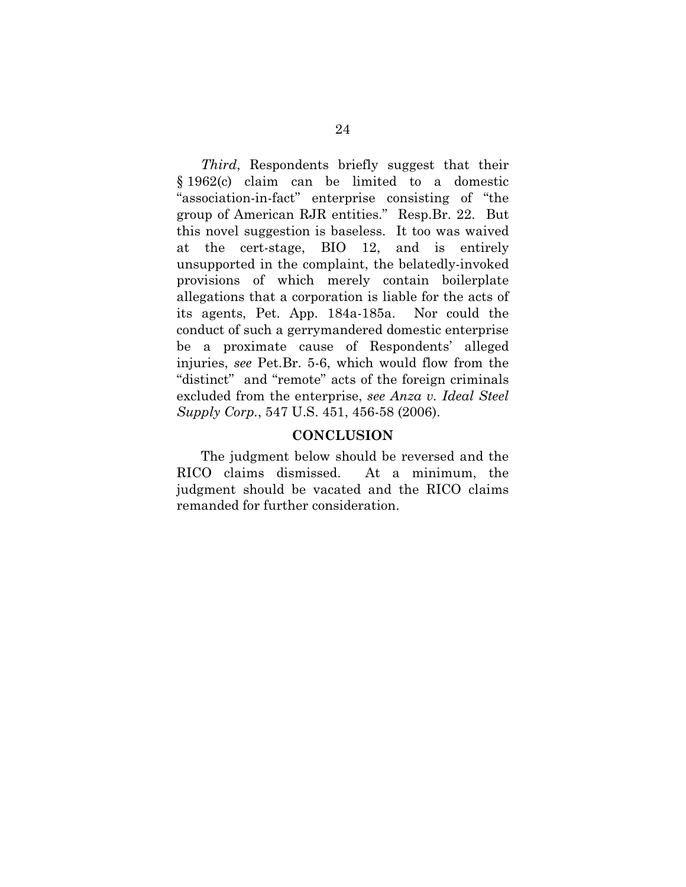*Third*, Respondents briefly suggest that their § 1962(c) claim can be limited to a domestic "association-in-fact" enterprise consisting of "the group of American RJR entities." Resp.Br. 22. But this novel suggestion is baseless. It too was waived at the cert-stage, BIO 12, and is entirely unsupported in the complaint, the belatedly-invoked provisions of which merely contain boilerplate allegations that a corporation is liable for the acts of its agents, Pet. App. 184a-185a. Nor could the conduct of such a gerrymandered domestic enterprise be a proximate cause of Respondents' alleged injuries, *see* Pet.Br. 5-6, which would flow from the "distinct" and "remote" acts of the foreign criminals excluded from the enterprise, *see Anza v. Ideal Steel Supply Corp.*, 547 U.S. 451, 456-58 (2006).

## CONCLUSION

The judgment below should be reversed and the RICO claims dismissed. At a minimum, the judgment should be vacated and the RICO claims remanded for further consideration.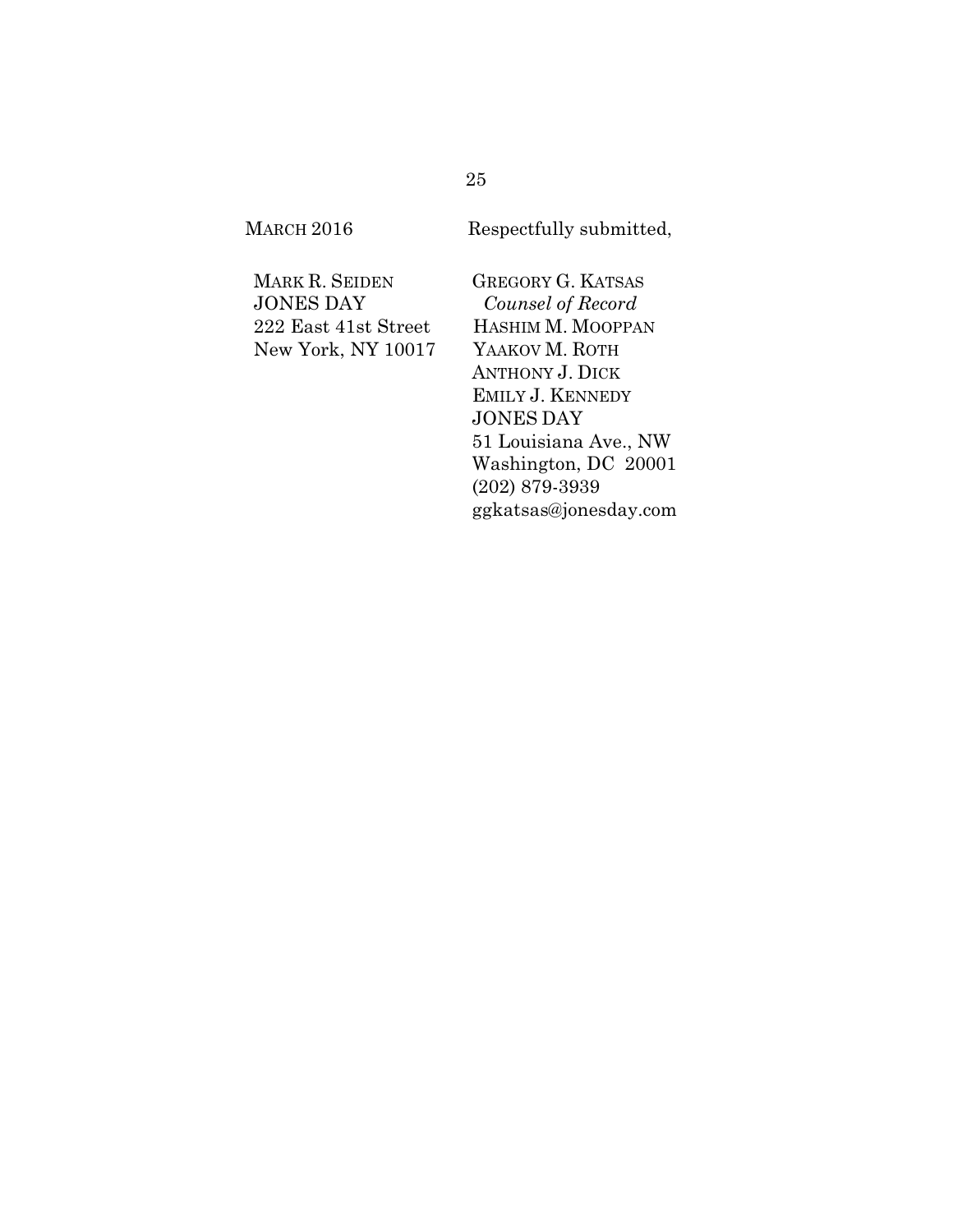MARCH 2016

Respectfully submitted,

MARK R. SEIDEN
JONES DAY
222 East 41st Street
New York, NY 10017

GREGORY G. KATSAS
*Counsel of Record*
HASHIM M. MOOPPAN
YAAKOV M. ROTH
ANTHONY J. DICK
EMILY J. KENNEDY
JONES DAY
51 Louisiana Ave., NW
Washington, DC 20001
(202) 879-3939
ggkatsas@jonesday.com